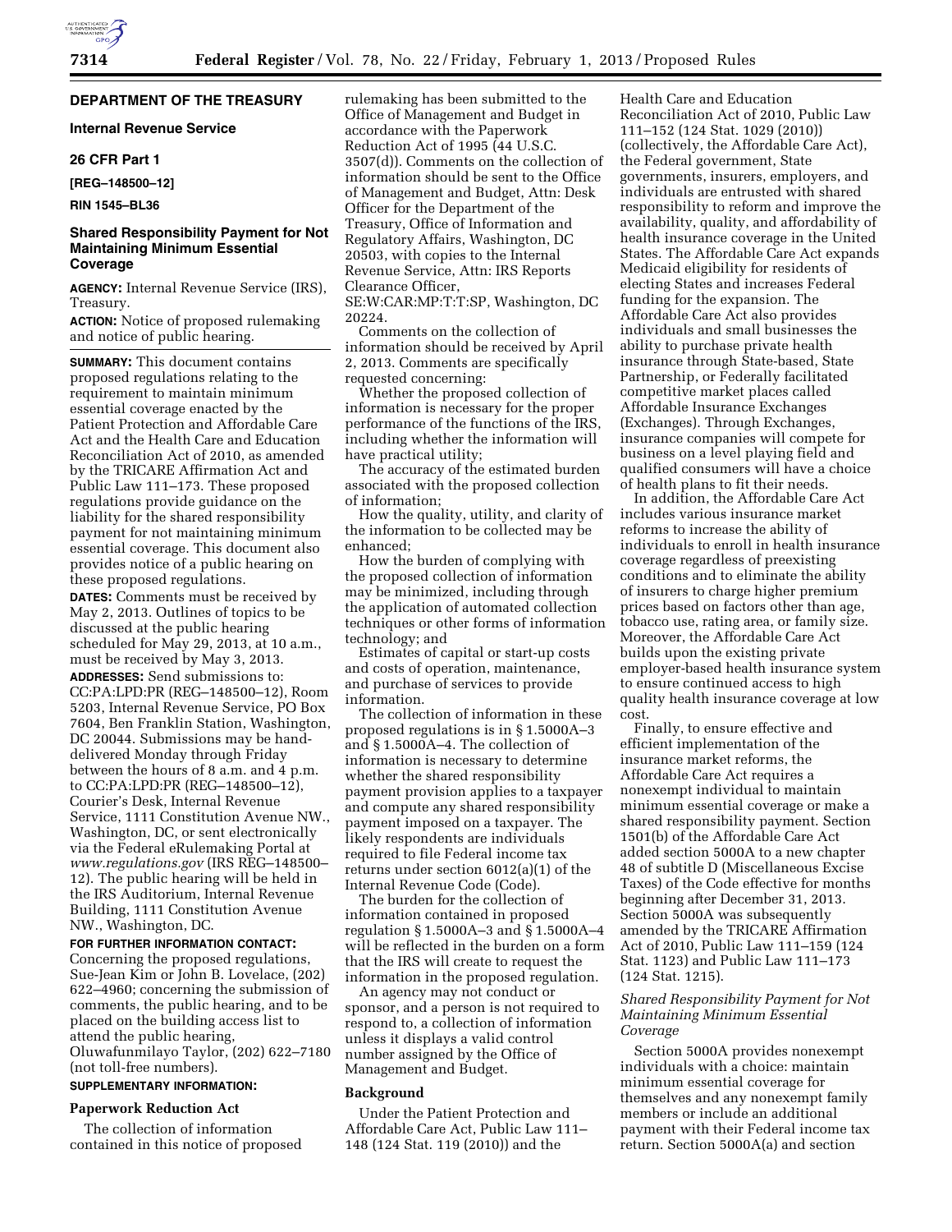**DEPARTMENT OF THE TREASURY**

**Internal Revenue Service**

**26 CFR Part 1**

**[REG–148500–12]**

**RIN 1545–BL36**

## Shared Responsibility Payment for Not Maintaining Minimum Essential Coverage

**AGENCY:** Internal Revenue Service (IRS), Treasury.

**ACTION:** Notice of proposed rulemaking and notice of public hearing.

**SUMMARY:** This document contains proposed regulations relating to the requirement to maintain minimum essential coverage enacted by the Patient Protection and Affordable Care Act and the Health Care and Education Reconciliation Act of 2010, as amended by the TRICARE Affirmation Act and Public Law 111–173. These proposed regulations provide guidance on the liability for the shared responsibility payment for not maintaining minimum essential coverage. This document also provides notice of a public hearing on these proposed regulations.

**DATES:** Comments must be received by May 2, 2013. Outlines of topics to be discussed at the public hearing scheduled for May 29, 2013, at 10 a.m., must be received by May 3, 2013.

**ADDRESSES:** Send submissions to: CC:PA:LPD:PR (REG–148500–12), Room 5203, Internal Revenue Service, PO Box 7604, Ben Franklin Station, Washington, DC 20044. Submissions may be hand-delivered Monday through Friday between the hours of 8 a.m. and 4 p.m. to CC:PA:LPD:PR (REG–148500–12), Courier's Desk, Internal Revenue Service, 1111 Constitution Avenue NW., Washington, DC, or sent electronically via the Federal eRulemaking Portal at *www.regulations.gov* (IRS REG–148500–12). The public hearing will be held in the IRS Auditorium, Internal Revenue Building, 1111 Constitution Avenue NW., Washington, DC.

**FOR FURTHER INFORMATION CONTACT:** Concerning the proposed regulations, Sue-Jean Kim or John B. Lovelace, (202) 622–4960; concerning the submission of comments, the public hearing, and to be placed on the building access list to attend the public hearing, Oluwafunmilayo Taylor, (202) 622–7180 (not toll-free numbers).

**SUPPLEMENTARY INFORMATION:**

### Paperwork Reduction Act

The collection of information contained in this notice of proposed rulemaking has been submitted to the Office of Management and Budget in accordance with the Paperwork Reduction Act of 1995 (44 U.S.C. 3507(d)). Comments on the collection of information should be sent to the Office of Management and Budget, Attn: Desk Officer for the Department of the Treasury, Office of Information and Regulatory Affairs, Washington, DC 20503, with copies to the Internal Revenue Service, Attn: IRS Reports Clearance Officer, SE:W:CAR:MP:T:T:SP, Washington, DC 20224.

Comments on the collection of information should be received by April 2, 2013. Comments are specifically requested concerning:

Whether the proposed collection of information is necessary for the proper performance of the functions of the IRS, including whether the information will have practical utility;

The accuracy of the estimated burden associated with the proposed collection of information;

How the quality, utility, and clarity of the information to be collected may be enhanced;

How the burden of complying with the proposed collection of information may be minimized, including through the application of automated collection techniques or other forms of information technology; and

Estimates of capital or start-up costs and costs of operation, maintenance, and purchase of services to provide information.

The collection of information in these proposed regulations is in § 1.5000A–3 and § 1.5000A–4. The collection of information is necessary to determine whether the shared responsibility payment provision applies to a taxpayer and compute any shared responsibility payment imposed on a taxpayer. The likely respondents are individuals required to file Federal income tax returns under section 6012(a)(1) of the Internal Revenue Code (Code).

The burden for the collection of information contained in proposed regulation § 1.5000A–3 and § 1.5000A–4 will be reflected in the burden on a form that the IRS will create to request the information in the proposed regulation.

An agency may not conduct or sponsor, and a person is not required to respond to, a collection of information unless it displays a valid control number assigned by the Office of Management and Budget.

### Background

Under the Patient Protection and Affordable Care Act, Public Law 111–148 (124 Stat. 119 (2010)) and the Health Care and Education Reconciliation Act of 2010, Public Law 111–152 (124 Stat. 1029 (2010)) (collectively, the Affordable Care Act), the Federal government, State governments, insurers, employers, and individuals are entrusted with shared responsibility to reform and improve the availability, quality, and affordability of health insurance coverage in the United States. The Affordable Care Act expands Medicaid eligibility for residents of electing States and increases Federal funding for the expansion. The Affordable Care Act also provides individuals and small businesses the ability to purchase private health insurance through State-based, State Partnership, or Federally facilitated competitive market places called Affordable Insurance Exchanges (Exchanges). Through Exchanges, insurance companies will compete for business on a level playing field and qualified consumers will have a choice of health plans to fit their needs.

In addition, the Affordable Care Act includes various insurance market reforms to increase the ability of individuals to enroll in health insurance coverage regardless of preexisting conditions and to eliminate the ability of insurers to charge higher premium prices based on factors other than age, tobacco use, rating area, or family size. Moreover, the Affordable Care Act builds upon the existing private employer-based health insurance system to ensure continued access to high quality health insurance coverage at low cost.

Finally, to ensure effective and efficient implementation of the insurance market reforms, the Affordable Care Act requires a nonexempt individual to maintain minimum essential coverage or make a shared responsibility payment. Section 1501(b) of the Affordable Care Act added section 5000A to a new chapter 48 of subtitle D (Miscellaneous Excise Taxes) of the Code effective for months beginning after December 31, 2013. Section 5000A was subsequently amended by the TRICARE Affirmation Act of 2010, Public Law 111–159 (124 Stat. 1123) and Public Law 111–173 (124 Stat. 1215).

### *Shared Responsibility Payment for Not Maintaining Minimum Essential Coverage*

Section 5000A provides nonexempt individuals with a choice: maintain minimum essential coverage for themselves and any nonexempt family members or include an additional payment with their Federal income tax return. Section 5000A(a) and section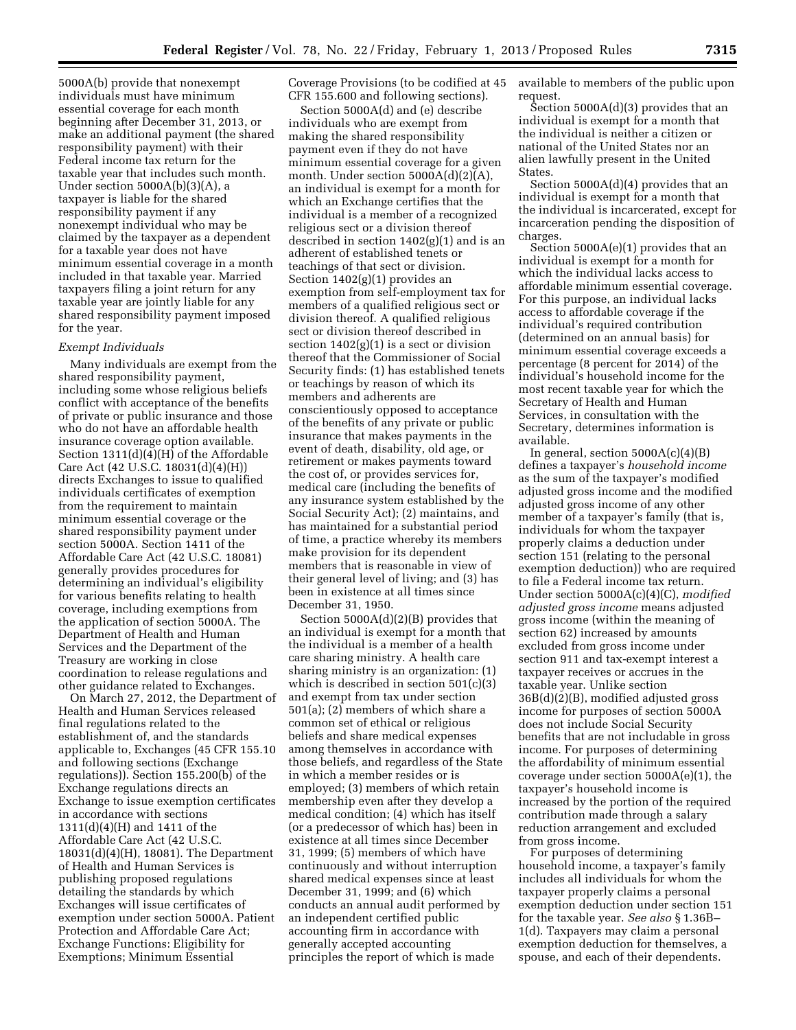5000A(b) provide that nonexempt individuals must have minimum essential coverage for each month beginning after December 31, 2013, or make an additional payment (the shared responsibility payment) with their Federal income tax return for the taxable year that includes such month. Under section 5000A(b)(3)(A), a taxpayer is liable for the shared responsibility payment if any nonexempt individual who may be claimed by the taxpayer as a dependent for a taxable year does not have minimum essential coverage in a month included in that taxable year. Married taxpayers filing a joint return for any taxable year are jointly liable for any shared responsibility payment imposed for the year.

*Exempt Individuals*

Many individuals are exempt from the shared responsibility payment, including some whose religious beliefs conflict with acceptance of the benefits of private or public insurance and those who do not have an affordable health insurance coverage option available. Section 1311(d)(4)(H) of the Affordable Care Act (42 U.S.C. 18031(d)(4)(H)) directs Exchanges to issue to qualified individuals certificates of exemption from the requirement to maintain minimum essential coverage or the shared responsibility payment under section 5000A. Section 1411 of the Affordable Care Act (42 U.S.C. 18081) generally provides procedures for determining an individual's eligibility for various benefits relating to health coverage, including exemptions from the application of section 5000A. The Department of Health and Human Services and the Department of the Treasury are working in close coordination to release regulations and other guidance related to Exchanges.

On March 27, 2012, the Department of Health and Human Services released final regulations related to the establishment of, and the standards applicable to, Exchanges (45 CFR 155.10 and following sections (Exchange regulations)). Section 155.200(b) of the Exchange regulations directs an Exchange to issue exemption certificates in accordance with sections 1311(d)(4)(H) and 1411 of the Affordable Care Act (42 U.S.C. 18031(d)(4)(H), 18081). The Department of Health and Human Services is publishing proposed regulations detailing the standards by which Exchanges will issue certificates of exemption under section 5000A. Patient Protection and Affordable Care Act; Exchange Functions: Eligibility for Exemptions; Minimum Essential Coverage Provisions (to be codified at 45 CFR 155.600 and following sections).

Section 5000A(d) and (e) describe individuals who are exempt from making the shared responsibility payment even if they do not have minimum essential coverage for a given month. Under section 5000A(d)(2)(A), an individual is exempt for a month for which an Exchange certifies that the individual is a member of a recognized religious sect or a division thereof described in section 1402(g)(1) and is an adherent of established tenets or teachings of that sect or division. Section 1402(g)(1) provides an exemption from self-employment tax for members of a qualified religious sect or division thereof. A qualified religious sect or division thereof described in section 1402(g)(1) is a sect or division thereof that the Commissioner of Social Security finds: (1) has established tenets or teachings by reason of which its members and adherents are conscientiously opposed to acceptance of the benefits of any private or public insurance that makes payments in the event of death, disability, old age, or retirement or makes payments toward the cost of, or provides services for, medical care (including the benefits of any insurance system established by the Social Security Act); (2) maintains, and has maintained for a substantial period of time, a practice whereby its members make provision for its dependent members that is reasonable in view of their general level of living; and (3) has been in existence at all times since December 31, 1950.

Section 5000A(d)(2)(B) provides that an individual is exempt for a month that the individual is a member of a health care sharing ministry. A health care sharing ministry is an organization: (1) which is described in section 501(c)(3) and exempt from tax under section 501(a); (2) members of which share a common set of ethical or religious beliefs and share medical expenses among themselves in accordance with those beliefs, and regardless of the State in which a member resides or is employed; (3) members of which retain membership even after they develop a medical condition; (4) which has itself (or a predecessor of which has) been in existence at all times since December 31, 1999; (5) members of which have continuously and without interruption shared medical expenses since at least December 31, 1999; and (6) which conducts an annual audit performed by an independent certified public accounting firm in accordance with generally accepted accounting principles the report of which is made available to members of the public upon request.

Section 5000A(d)(3) provides that an individual is exempt for a month that the individual is neither a citizen or national of the United States nor an alien lawfully present in the United States.

Section 5000A(d)(4) provides that an individual is exempt for a month that the individual is incarcerated, except for incarceration pending the disposition of charges.

Section 5000A(e)(1) provides that an individual is exempt for a month for which the individual lacks access to affordable minimum essential coverage. For this purpose, an individual lacks access to affordable coverage if the individual's required contribution (determined on an annual basis) for minimum essential coverage exceeds a percentage (8 percent for 2014) of the individual's household income for the most recent taxable year for which the Secretary of Health and Human Services, in consultation with the Secretary, determines information is available.

In general, section 5000A(c)(4)(B) defines a taxpayer's *household income* as the sum of the taxpayer's modified adjusted gross income and the modified adjusted gross income of any other member of a taxpayer's family (that is, individuals for whom the taxpayer properly claims a deduction under section 151 (relating to the personal exemption deduction)) who are required to file a Federal income tax return. Under section 5000A(c)(4)(C), *modified adjusted gross income* means adjusted gross income (within the meaning of section 62) increased by amounts excluded from gross income under section 911 and tax-exempt interest a taxpayer receives or accrues in the taxable year. Unlike section 36B(d)(2)(B), modified adjusted gross income for purposes of section 5000A does not include Social Security benefits that are not includable in gross income. For purposes of determining the affordability of minimum essential coverage under section 5000A(e)(1), the taxpayer's household income is increased by the portion of the required contribution made through a salary reduction arrangement and excluded from gross income.

For purposes of determining household income, a taxpayer's family includes all individuals for whom the taxpayer properly claims a personal exemption deduction under section 151 for the taxable year. *See also* § 1.36B–1(d). Taxpayers may claim a personal exemption deduction for themselves, a spouse, and each of their dependents.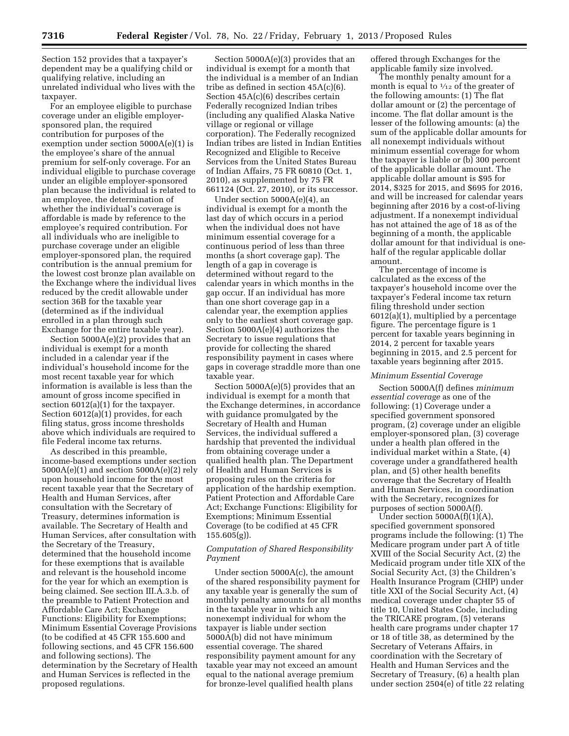Section 152 provides that a taxpayer's dependent may be a qualifying child or qualifying relative, including an unrelated individual who lives with the taxpayer.

For an employee eligible to purchase coverage under an eligible employer-sponsored plan, the required contribution for purposes of the exemption under section 5000A(e)(1) is the employee's share of the annual premium for self-only coverage. For an individual eligible to purchase coverage under an eligible employer-sponsored plan because the individual is related to an employee, the determination of whether the individual's coverage is affordable is made by reference to the employee's required contribution. For all individuals who are ineligible to purchase coverage under an eligible employer-sponsored plan, the required contribution is the annual premium for the lowest cost bronze plan available on the Exchange where the individual lives reduced by the credit allowable under section 36B for the taxable year (determined as if the individual enrolled in a plan through such Exchange for the entire taxable year).

Section 5000A(e)(2) provides that an individual is exempt for a month included in a calendar year if the individual's household income for the most recent taxable year for which information is available is less than the amount of gross income specified in section 6012(a)(1) for the taxpayer. Section 6012(a)(1) provides, for each filing status, gross income thresholds above which individuals are required to file Federal income tax returns.

As described in this preamble, income-based exemptions under section 5000A(e)(1) and section 5000A(e)(2) rely upon household income for the most recent taxable year that the Secretary of Health and Human Services, after consultation with the Secretary of Treasury, determines information is available. The Secretary of Health and Human Services, after consultation with the Secretary of the Treasury, determined that the household income for these exemptions that is available and relevant is the household income for the year for which an exemption is being claimed. See section III.A.3.b. of the preamble to Patient Protection and Affordable Care Act; Exchange Functions: Eligibility for Exemptions; Minimum Essential Coverage Provisions (to be codified at 45 CFR 155.600 and following sections, and 45 CFR 156.600 and following sections). The determination by the Secretary of Health and Human Services is reflected in the proposed regulations.

Section 5000A(e)(3) provides that an individual is exempt for a month that the individual is a member of an Indian tribe as defined in section 45A(c)(6). Section 45A(c)(6) describes certain Federally recognized Indian tribes (including any qualified Alaska Native village or regional or village corporation). The Federally recognized Indian tribes are listed in Indian Entities Recognized and Eligible to Receive Services from the United States Bureau of Indian Affairs, 75 FR 60810 (Oct. 1, 2010), as supplemented by 75 FR 661124 (Oct. 27, 2010), or its successor.

Under section 5000A(e)(4), an individual is exempt for a month the last day of which occurs in a period when the individual does not have minimum essential coverage for a continuous period of less than three months (a short coverage gap). The length of a gap in coverage is determined without regard to the calendar years in which months in the gap occur. If an individual has more than one short coverage gap in a calendar year, the exemption applies only to the earliest short coverage gap. Section 5000A(e)(4) authorizes the Secretary to issue regulations that provide for collecting the shared responsibility payment in cases where gaps in coverage straddle more than one taxable year.

Section 5000A(e)(5) provides that an individual is exempt for a month that the Exchange determines, in accordance with guidance promulgated by the Secretary of Health and Human Services, the individual suffered a hardship that prevented the individual from obtaining coverage under a qualified health plan. The Department of Health and Human Services is proposing rules on the criteria for application of the hardship exemption. Patient Protection and Affordable Care Act; Exchange Functions: Eligibility for Exemptions; Minimum Essential Coverage (to be codified at 45 CFR 155.605(g)).

*Computation of Shared Responsibility Payment*

Under section 5000A(c), the amount of the shared responsibility payment for any taxable year is generally the sum of monthly penalty amounts for all months in the taxable year in which any nonexempt individual for whom the taxpayer is liable under section 5000A(b) did not have minimum essential coverage. The shared responsibility payment amount for any taxable year may not exceed an amount equal to the national average premium for bronze-level qualified health plans offered through Exchanges for the applicable family size involved.

The monthly penalty amount for a month is equal to 1/12 of the greater of the following amounts: (1) The flat dollar amount or (2) the percentage of income. The flat dollar amount is the lesser of the following amounts: (a) the sum of the applicable dollar amounts for all nonexempt individuals without minimum essential coverage for whom the taxpayer is liable or (b) 300 percent of the applicable dollar amount. The applicable dollar amount is $95 for 2014, $325 for 2015, and $695 for 2016, and will be increased for calendar years beginning after 2016 by a cost-of-living adjustment. If a nonexempt individual has not attained the age of 18 as of the beginning of a month, the applicable dollar amount for that individual is one-half of the regular applicable dollar amount.

The percentage of income is calculated as the excess of the taxpayer's household income over the taxpayer's Federal income tax return filing threshold under section 6012(a)(1), multiplied by a percentage figure. The percentage figure is 1 percent for taxable years beginning in 2014, 2 percent for taxable years beginning in 2015, and 2.5 percent for taxable years beginning after 2015.

*Minimum Essential Coverage*

Section 5000A(f) defines *minimum essential coverage* as one of the following: (1) Coverage under a specified government sponsored program, (2) coverage under an eligible employer-sponsored plan, (3) coverage under a health plan offered in the individual market within a State, (4) coverage under a grandfathered health plan, and (5) other health benefits coverage that the Secretary of Health and Human Services, in coordination with the Secretary, recognizes for purposes of section 5000A(f).

Under section 5000A(f)(1)(A), specified government sponsored programs include the following: (1) The Medicare program under part A of title XVIII of the Social Security Act, (2) the Medicaid program under title XIX of the Social Security Act, (3) the Children's Health Insurance Program (CHIP) under title XXI of the Social Security Act, (4) medical coverage under chapter 55 of title 10, United States Code, including the TRICARE program, (5) veterans health care programs under chapter 17 or 18 of title 38, as determined by the Secretary of Veterans Affairs, in coordination with the Secretary of Health and Human Services and the Secretary of Treasury, (6) a health plan under section 2504(e) of title 22 relating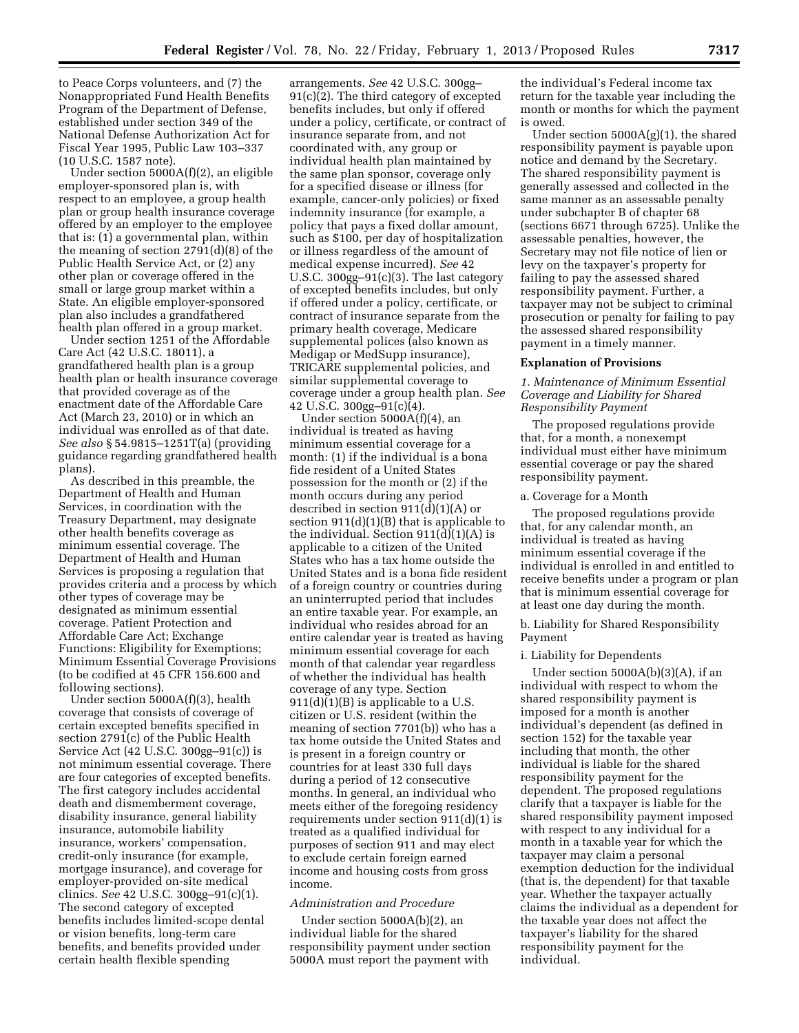to Peace Corps volunteers, and (7) the Nonappropriated Fund Health Benefits Program of the Department of Defense, established under section 349 of the National Defense Authorization Act for Fiscal Year 1995, Public Law 103–337 (10 U.S.C. 1587 note).

Under section 5000A(f)(2), an eligible employer-sponsored plan is, with respect to an employee, a group health plan or group health insurance coverage offered by an employer to the employee that is: (1) a governmental plan, within the meaning of section 2791(d)(8) of the Public Health Service Act, or (2) any other plan or coverage offered in the small or large group market within a State. An eligible employer-sponsored plan also includes a grandfathered health plan offered in a group market.

Under section 1251 of the Affordable Care Act (42 U.S.C. 18011), a grandfathered health plan is a group health plan or health insurance coverage that provided coverage as of the enactment date of the Affordable Care Act (March 23, 2010) or in which an individual was enrolled as of that date. *See also* § 54.9815–1251T(a) (providing guidance regarding grandfathered health plans).

As described in this preamble, the Department of Health and Human Services, in coordination with the Treasury Department, may designate other health benefits coverage as minimum essential coverage. The Department of Health and Human Services is proposing a regulation that provides criteria and a process by which other types of coverage may be designated as minimum essential coverage. Patient Protection and Affordable Care Act; Exchange Functions: Eligibility for Exemptions; Minimum Essential Coverage Provisions (to be codified at 45 CFR 156.600 and following sections).

Under section 5000A(f)(3), health coverage that consists of coverage of certain excepted benefits specified in section 2791(c) of the Public Health Service Act (42 U.S.C. 300gg–91(c)) is not minimum essential coverage. There are four categories of excepted benefits. The first category includes accidental death and dismemberment coverage, disability insurance, general liability insurance, automobile liability insurance, workers' compensation, credit-only insurance (for example, mortgage insurance), and coverage for employer-provided on-site medical clinics. *See* 42 U.S.C. 300gg–91(c)(1). The second category of excepted benefits includes limited-scope dental or vision benefits, long-term care benefits, and benefits provided under certain health flexible spending arrangements. *See* 42 U.S.C. 300gg–91(c)(2). The third category of excepted benefits includes, but only if offered under a policy, certificate, or contract of insurance separate from, and not coordinated with, any group or individual health plan maintained by the same plan sponsor, coverage only for a specified disease or illness (for example, cancer-only policies) or fixed indemnity insurance (for example, a policy that pays a fixed dollar amount, such as $100, per day of hospitalization or illness regardless of the amount of medical expense incurred). *See* 42 U.S.C. 300gg–91(c)(3). The last category of excepted benefits includes, but only if offered under a policy, certificate, or contract of insurance separate from the primary health coverage, Medicare supplemental polices (also known as Medigap or MedSupp insurance), TRICARE supplemental policies, and similar supplemental coverage to coverage under a group health plan. *See* 42 U.S.C. 300gg–91(c)(4).

Under section 5000A(f)(4), an individual is treated as having minimum essential coverage for a month: (1) if the individual is a bona fide resident of a United States possession for the month or (2) if the month occurs during any period described in section 911(d)(1)(A) or section 911(d)(1)(B) that is applicable to the individual. Section 911(d)(1)(A) is applicable to a citizen of the United States who has a tax home outside the United States and is a bona fide resident of a foreign country or countries during an uninterrupted period that includes an entire taxable year. For example, an individual who resides abroad for an entire calendar year is treated as having minimum essential coverage for each month of that calendar year regardless of whether the individual has health coverage of any type. Section 911(d)(1)(B) is applicable to a U.S. citizen or U.S. resident (within the meaning of section 7701(b)) who has a tax home outside the United States and is present in a foreign country or countries for at least 330 full days during a period of 12 consecutive months. In general, an individual who meets either of the foregoing residency requirements under section 911(d)(1) is treated as a qualified individual for purposes of section 911 and may elect to exclude certain foreign earned income and housing costs from gross income.

### *Administration and Procedure*

Under section 5000A(b)(2), an individual liable for the shared responsibility payment under section 5000A must report the payment with the individual's Federal income tax return for the taxable year including the month or months for which the payment is owed.

Under section 5000A(g)(1), the shared responsibility payment is payable upon notice and demand by the Secretary. The shared responsibility payment is generally assessed and collected in the same manner as an assessable penalty under subchapter B of chapter 68 (sections 6671 through 6725). Unlike the assessable penalties, however, the Secretary may not file notice of lien or levy on the taxpayer's property for failing to pay the assessed shared responsibility payment. Further, a taxpayer may not be subject to criminal prosecution or penalty for failing to pay the assessed shared responsibility payment in a timely manner.

## Explanation of Provisions

### *1. Maintenance of Minimum Essential Coverage and Liability for Shared Responsibility Payment*

The proposed regulations provide that, for a month, a nonexempt individual must either have minimum essential coverage or pay the shared responsibility payment.

#### a. Coverage for a Month

The proposed regulations provide that, for any calendar month, an individual is treated as having minimum essential coverage if the individual is enrolled in and entitled to receive benefits under a program or plan that is minimum essential coverage for at least one day during the month.

#### b. Liability for Shared Responsibility Payment

##### i. Liability for Dependents

Under section 5000A(b)(3)(A), if an individual with respect to whom the shared responsibility payment is imposed for a month is another individual's dependent (as defined in section 152) for the taxable year including that month, the other individual is liable for the shared responsibility payment for the dependent. The proposed regulations clarify that a taxpayer is liable for the shared responsibility payment imposed with respect to any individual for a month in a taxable year for which the taxpayer may claim a personal exemption deduction for the individual (that is, the dependent) for that taxable year. Whether the taxpayer actually claims the individual as a dependent for the taxable year does not affect the taxpayer's liability for the shared responsibility payment for the individual.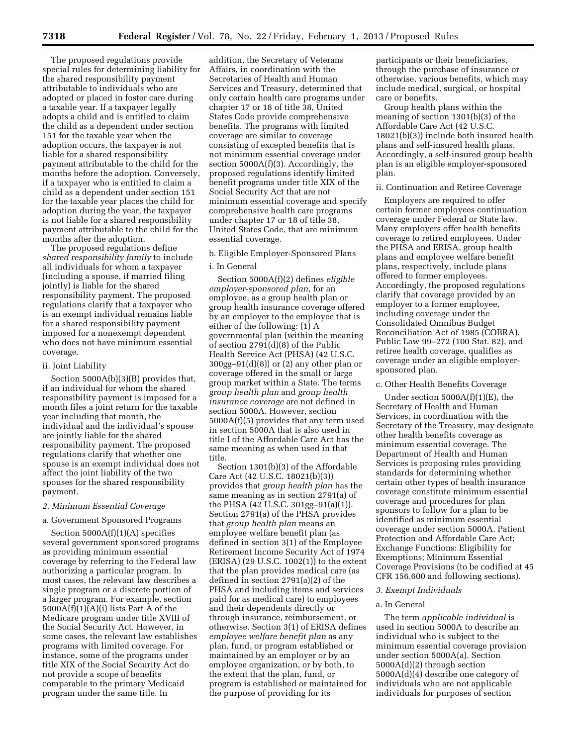The proposed regulations provide special rules for determining liability for the shared responsibility payment attributable to individuals who are adopted or placed in foster care during a taxable year. If a taxpayer legally adopts a child and is entitled to claim the child as a dependent under section 151 for the taxable year when the adoption occurs, the taxpayer is not liable for a shared responsibility payment attributable to the child for the months before the adoption. Conversely, if a taxpayer who is entitled to claim a child as a dependent under section 151 for the taxable year places the child for adoption during the year, the taxpayer is not liable for a shared responsibility payment attributable to the child for the months after the adoption.

The proposed regulations define *shared responsibility family* to include all individuals for whom a taxpayer (including a spouse, if married filing jointly) is liable for the shared responsibility payment. The proposed regulations clarify that a taxpayer who is an exempt individual remains liable for a shared responsibility payment imposed for a nonexempt dependent who does not have minimum essential coverage.

ii. Joint Liability

Section 5000A(b)(3)(B) provides that, if an individual for whom the shared responsibility payment is imposed for a month files a joint return for the taxable year including that month, the individual and the individual's spouse are jointly liable for the shared responsibility payment. The proposed regulations clarify that whether one spouse is an exempt individual does not affect the joint liability of the two spouses for the shared responsibility payment.

### *2. Minimum Essential Coverage*

a. Government Sponsored Programs

Section 5000A(f)(1)(A) specifies several government sponsored programs as providing minimum essential coverage by referring to the Federal law authorizing a particular program. In most cases, the relevant law describes a single program or a discrete portion of a larger program. For example, section 5000A(f)(1)(A)(i) lists Part A of the Medicare program under title XVIII of the Social Security Act. However, in some cases, the relevant law establishes programs with limited coverage. For instance, some of the programs under title XIX of the Social Security Act do not provide a scope of benefits comparable to the primary Medicaid program under the same title. In addition, the Secretary of Veterans Affairs, in coordination with the Secretaries of Health and Human Services and Treasury, determined that only certain health care programs under chapter 17 or 18 of title 38, United States Code provide comprehensive benefits. The programs with limited coverage are similar to coverage consisting of excepted benefits that is not minimum essential coverage under section 5000A(f)(3). Accordingly, the proposed regulations identify limited benefit programs under title XIX of the Social Security Act that are not minimum essential coverage and specify comprehensive health care programs under chapter 17 or 18 of title 38, United States Code, that are minimum essential coverage.

b. Eligible Employer-Sponsored Plans

i. In General

Section 5000A(f)(2) defines *eligible employer-sponsored plan,* for an employee, as a group health plan or group health insurance coverage offered by an employer to the employee that is either of the following: (1) A governmental plan (within the meaning of section 2791(d)(8) of the Public Health Service Act (PHSA) (42 U.S.C. 300gg–91(d)(8)) or (2) any other plan or coverage offered in the small or large group market within a State. The terms *group health plan* and *group health insurance coverage* are not defined in section 5000A. However, section 5000A(f)(5) provides that any term used in section 5000A that is also used in title I of the Affordable Care Act has the same meaning as when used in that title.

Section 1301(b)(3) of the Affordable Care Act (42 U.S.C. 18021(b)(3)) provides that *group health plan* has the same meaning as in section 2791(a) of the PHSA (42 U.S.C. 301gg–91(a)(1)). Section 2791(a) of the PHSA provides that *group health plan* means an employee welfare benefit plan (as defined in section 3(1) of the Employee Retirement Income Security Act of 1974 (ERISA) (29 U.S.C. 1002(1)) to the extent that the plan provides medical care (as defined in section 2791(a)(2) of the PHSA and including items and services paid for as medical care) to employees and their dependents directly or through insurance, reimbursement, or otherwise. Section 3(1) of ERISA defines *employee welfare benefit plan* as any plan, fund, or program established or maintained by an employer or by an employee organization, or by both, to the extent that the plan, fund, or program is established or maintained for the purpose of providing for its participants or their beneficiaries, through the purchase of insurance or otherwise, various benefits, which may include medical, surgical, or hospital care or benefits.

Group health plans within the meaning of section 1301(b)(3) of the Affordable Care Act (42 U.S.C. 18021(b)(3)) include both insured health plans and self-insured health plans. Accordingly, a self-insured group health plan is an eligible employer-sponsored plan.

ii. Continuation and Retiree Coverage

Employers are required to offer certain former employees continuation coverage under Federal or State law. Many employers offer health benefits coverage to retired employees. Under the PHSA and ERISA, group health plans and employee welfare benefit plans, respectively, include plans offered to former employees. Accordingly, the proposed regulations clarify that coverage provided by an employer to a former employee, including coverage under the Consolidated Omnibus Budget Reconciliation Act of 1985 (COBRA), Public Law 99–272 (100 Stat. 82), and retiree health coverage, qualifies as coverage under an eligible employer-sponsored plan.

c. Other Health Benefits Coverage

Under section 5000A(f)(1)(E), the Secretary of Health and Human Services, in coordination with the Secretary of the Treasury, may designate other health benefits coverage as minimum essential coverage. The Department of Health and Human Services is proposing rules providing standards for determining whether certain other types of health insurance coverage constitute minimum essential coverage and procedures for plan sponsors to follow for a plan to be identified as minimum essential coverage under section 5000A. Patient Protection and Affordable Care Act; Exchange Functions: Eligibility for Exemptions; Minimum Essential Coverage Provisions (to be codified at 45 CFR 156.600 and following sections).

### *3. Exempt Individuals*

a. In General

The term *applicable individual* is used in section 5000A to describe an individual who is subject to the minimum essential coverage provision under section 5000A(a). Section 5000A(d)(2) through section 5000A(d)(4) describe one category of individuals who are not applicable individuals for purposes of section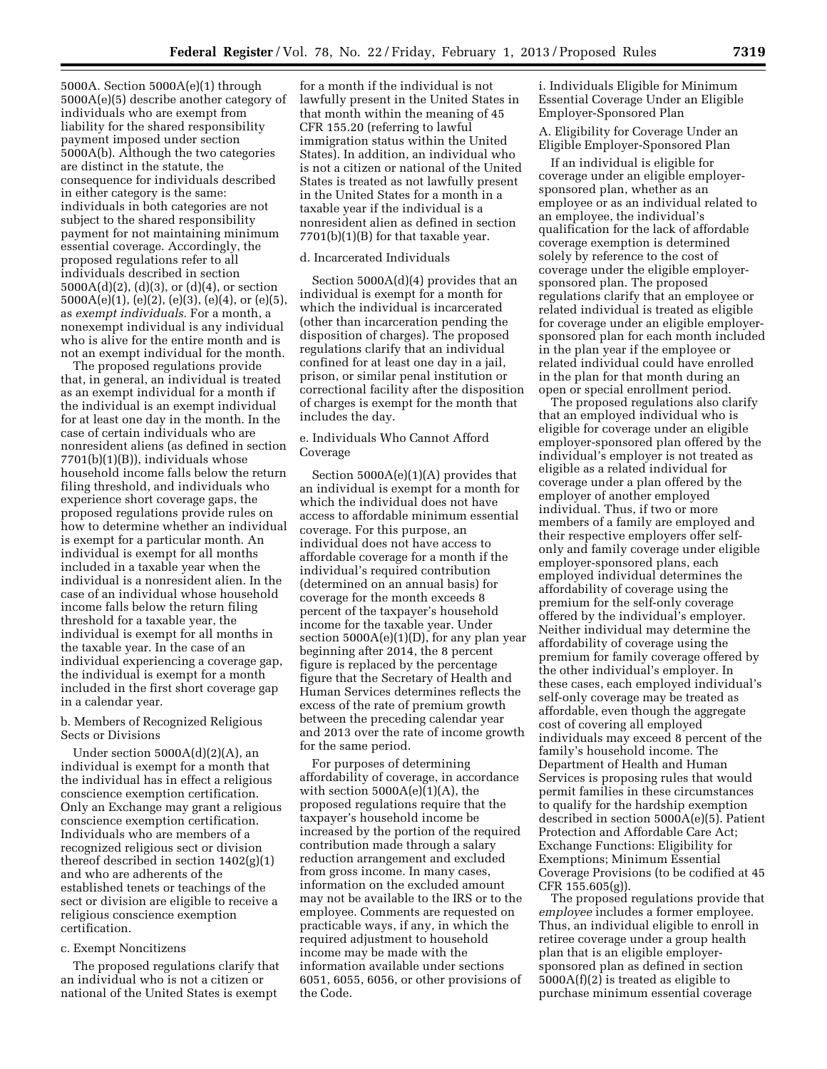5000A. Section 5000A(e)(1) through 5000A(e)(5) describe another category of individuals who are exempt from liability for the shared responsibility payment imposed under section 5000A(b). Although the two categories are distinct in the statute, the consequence for individuals described in either category is the same: individuals in both categories are not subject to the shared responsibility payment for not maintaining minimum essential coverage. Accordingly, the proposed regulations refer to all individuals described in section 5000A(d)(2), (d)(3), or (d)(4), or section 5000A(e)(1), (e)(2), (e)(3), (e)(4), or (e)(5), as *exempt individuals.* For a month, a nonexempt individual is any individual who is alive for the entire month and is not an exempt individual for the month.

The proposed regulations provide that, in general, an individual is treated as an exempt individual for a month if the individual is an exempt individual for at least one day in the month. In the case of certain individuals who are nonresident aliens (as defined in section 7701(b)(1)(B)), individuals whose household income falls below the return filing threshold, and individuals who experience short coverage gaps, the proposed regulations provide rules on how to determine whether an individual is exempt for a particular month. An individual is exempt for all months included in a taxable year when the individual is a nonresident alien. In the case of an individual whose household income falls below the return filing threshold for a taxable year, the individual is exempt for all months in the taxable year. In the case of an individual experiencing a coverage gap, the individual is exempt for a month included in the first short coverage gap in a calendar year.

b. Members of Recognized Religious Sects or Divisions

Under section 5000A(d)(2)(A), an individual is exempt for a month that the individual has in effect a religious conscience exemption certification. Only an Exchange may grant a religious conscience exemption certification. Individuals who are members of a recognized religious sect or division thereof described in section 1402(g)(1) and who are adherents of the established tenets or teachings of the sect or division are eligible to receive a religious conscience exemption certification.

c. Exempt Noncitizens

The proposed regulations clarify that an individual who is not a citizen or national of the United States is exempt for a month if the individual is not lawfully present in the United States in that month within the meaning of 45 CFR 155.20 (referring to lawful immigration status within the United States). In addition, an individual who is not a citizen or national of the United States is treated as not lawfully present in the United States for a month in a taxable year if the individual is a nonresident alien as defined in section 7701(b)(1)(B) for that taxable year.

d. Incarcerated Individuals

Section 5000A(d)(4) provides that an individual is exempt for a month for which the individual is incarcerated (other than incarceration pending the disposition of charges). The proposed regulations clarify that an individual confined for at least one day in a jail, prison, or similar penal institution or correctional facility after the disposition of charges is exempt for the month that includes the day.

e. Individuals Who Cannot Afford Coverage

Section 5000A(e)(1)(A) provides that an individual is exempt for a month for which the individual does not have access to affordable minimum essential coverage. For this purpose, an individual does not have access to affordable coverage for a month if the individual's required contribution (determined on an annual basis) for coverage for the month exceeds 8 percent of the taxpayer's household income for the taxable year. Under section 5000A(e)(1)(D), for any plan year beginning after 2014, the 8 percent figure is replaced by the percentage figure that the Secretary of Health and Human Services determines reflects the excess of the rate of premium growth between the preceding calendar year and 2013 over the rate of income growth for the same period.

For purposes of determining affordability of coverage, in accordance with section 5000A(e)(1)(A), the proposed regulations require that the taxpayer's household income be increased by the portion of the required contribution made through a salary reduction arrangement and excluded from gross income. In many cases, information on the excluded amount may not be available to the IRS or to the employee. Comments are requested on practicable ways, if any, in which the required adjustment to household income may be made with the information available under sections 6051, 6055, 6056, or other provisions of the Code.

i. Individuals Eligible for Minimum Essential Coverage Under an Eligible Employer-Sponsored Plan

A. Eligibility for Coverage Under an Eligible Employer-Sponsored Plan

If an individual is eligible for coverage under an eligible employer-sponsored plan, whether as an employee or as an individual related to an employee, the individual's qualification for the lack of affordable coverage exemption is determined solely by reference to the cost of coverage under the eligible employer-sponsored plan. The proposed regulations clarify that an employee or related individual is treated as eligible for coverage under an eligible employer-sponsored plan for each month included in the plan year if the employee or related individual could have enrolled in the plan for that month during an open or special enrollment period.

The proposed regulations also clarify that an employed individual who is eligible for coverage under an eligible employer-sponsored plan offered by the individual's employer is not treated as eligible as a related individual for coverage under a plan offered by the employer of another employed individual. Thus, if two or more members of a family are employed and their respective employers offer self-only and family coverage under eligible employer-sponsored plans, each employed individual determines the affordability of coverage using the premium for the self-only coverage offered by the individual's employer. Neither individual may determine the affordability of coverage using the premium for family coverage offered by the other individual's employer. In these cases, each employed individual's self-only coverage may be treated as affordable, even though the aggregate cost of covering all employed individuals may exceed 8 percent of the family's household income. The Department of Health and Human Services is proposing rules that would permit families in these circumstances to qualify for the hardship exemption described in section 5000A(e)(5). Patient Protection and Affordable Care Act; Exchange Functions: Eligibility for Exemptions; Minimum Essential Coverage Provisions (to be codified at 45 CFR 155.605(g)).

The proposed regulations provide that *employee* includes a former employee. Thus, an individual eligible to enroll in retiree coverage under a group health plan that is an eligible employer-sponsored plan as defined in section 5000A(f)(2) is treated as eligible to purchase minimum essential coverage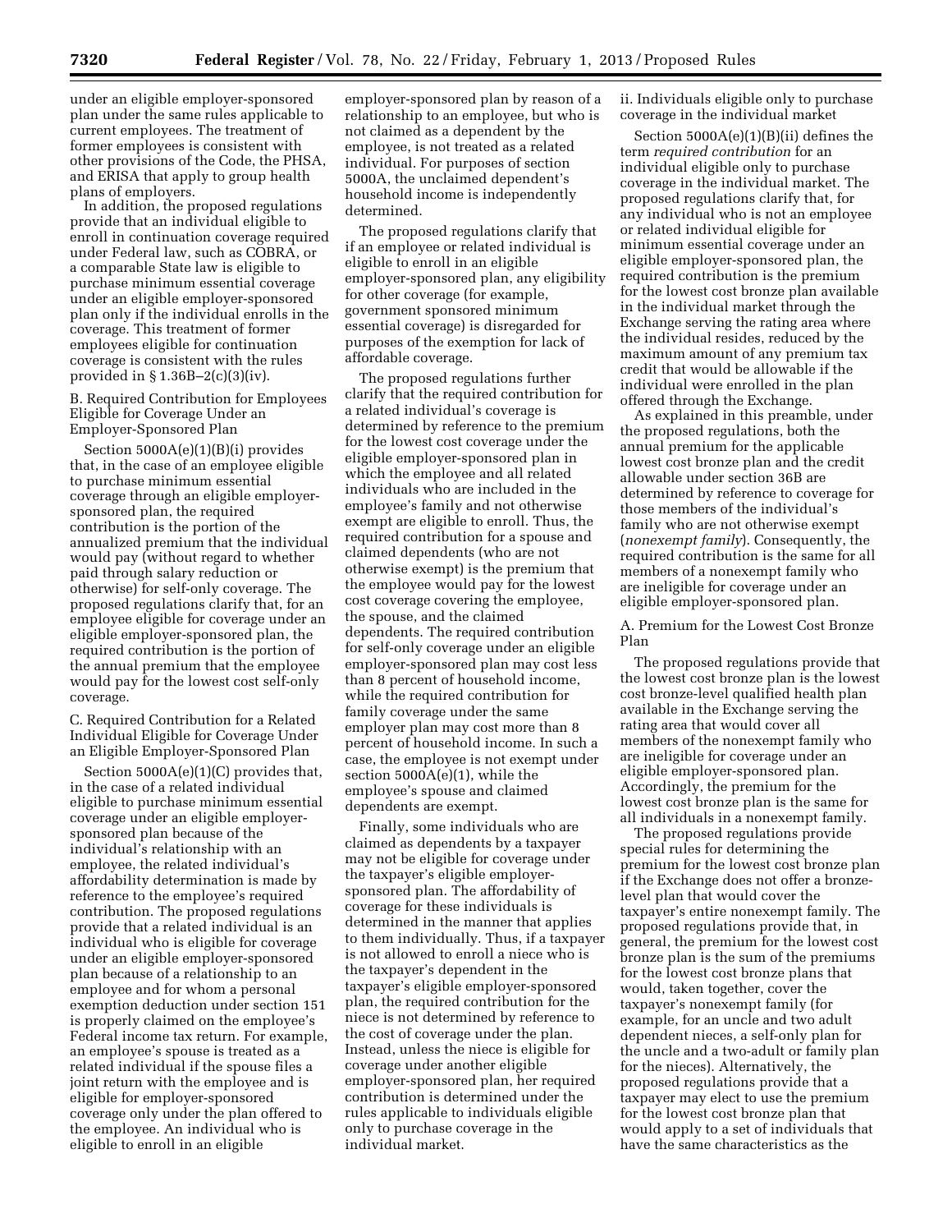under an eligible employer-sponsored plan under the same rules applicable to current employees. The treatment of former employees is consistent with other provisions of the Code, the PHSA, and ERISA that apply to group health plans of employers.

In addition, the proposed regulations provide that an individual eligible to enroll in continuation coverage required under Federal law, such as COBRA, or a comparable State law is eligible to purchase minimum essential coverage under an eligible employer-sponsored plan only if the individual enrolls in the coverage. This treatment of former employees eligible for continuation coverage is consistent with the rules provided in § 1.36B–2(c)(3)(iv).

B. Required Contribution for Employees Eligible for Coverage Under an Employer-Sponsored Plan

Section 5000A(e)(1)(B)(i) provides that, in the case of an employee eligible to purchase minimum essential coverage through an eligible employer-sponsored plan, the required contribution is the portion of the annualized premium that the individual would pay (without regard to whether paid through salary reduction or otherwise) for self-only coverage. The proposed regulations clarify that, for an employee eligible for coverage under an eligible employer-sponsored plan, the required contribution is the portion of the annual premium that the employee would pay for the lowest cost self-only coverage.

C. Required Contribution for a Related Individual Eligible for Coverage Under an Eligible Employer-Sponsored Plan

Section 5000A(e)(1)(C) provides that, in the case of a related individual eligible to purchase minimum essential coverage under an eligible employer-sponsored plan because of the individual's relationship with an employee, the related individual's affordability determination is made by reference to the employee's required contribution. The proposed regulations provide that a related individual is an individual who is eligible for coverage under an eligible employer-sponsored plan because of a relationship to an employee and for whom a personal exemption deduction under section 151 is properly claimed on the employee's Federal income tax return. For example, an employee's spouse is treated as a related individual if the spouse files a joint return with the employee and is eligible for employer-sponsored coverage only under the plan offered to the employee. An individual who is eligible to enroll in an eligible employer-sponsored plan by reason of a relationship to an employee, but who is not claimed as a dependent by the employee, is not treated as a related individual. For purposes of section 5000A, the unclaimed dependent's household income is independently determined.

The proposed regulations clarify that if an employee or related individual is eligible to enroll in an eligible employer-sponsored plan, any eligibility for other coverage (for example, government sponsored minimum essential coverage) is disregarded for purposes of the exemption for lack of affordable coverage.

The proposed regulations further clarify that the required contribution for a related individual's coverage is determined by reference to the premium for the lowest cost coverage under the eligible employer-sponsored plan in which the employee and all related individuals who are included in the employee's family and not otherwise exempt are eligible to enroll. Thus, the required contribution for a spouse and claimed dependents (who are not otherwise exempt) is the premium that the employee would pay for the lowest cost coverage covering the employee, the spouse, and the claimed dependents. The required contribution for self-only coverage under an eligible employer-sponsored plan may cost less than 8 percent of household income, while the required contribution for family coverage under the same employer plan may cost more than 8 percent of household income. In such a case, the employee is not exempt under section 5000A(e)(1), while the employee's spouse and claimed dependents are exempt.

Finally, some individuals who are claimed as dependents by a taxpayer may not be eligible for coverage under the taxpayer's eligible employer-sponsored plan. The affordability of coverage for these individuals is determined in the manner that applies to them individually. Thus, if a taxpayer is not allowed to enroll a niece who is the taxpayer's dependent in the taxpayer's eligible employer-sponsored plan, the required contribution for the niece is not determined by reference to the cost of coverage under the plan. Instead, unless the niece is eligible for coverage under another eligible employer-sponsored plan, her required contribution is determined under the rules applicable to individuals eligible only to purchase coverage in the individual market.

ii. Individuals eligible only to purchase coverage in the individual market

Section 5000A(e)(1)(B)(ii) defines the term *required contribution* for an individual eligible only to purchase coverage in the individual market. The proposed regulations clarify that, for any individual who is not an employee or related individual eligible for minimum essential coverage under an eligible employer-sponsored plan, the required contribution is the premium for the lowest cost bronze plan available in the individual market through the Exchange serving the rating area where the individual resides, reduced by the maximum amount of any premium tax credit that would be allowable if the individual were enrolled in the plan offered through the Exchange.

As explained in this preamble, under the proposed regulations, both the annual premium for the applicable lowest cost bronze plan and the credit allowable under section 36B are determined by reference to coverage for those members of the individual's family who are not otherwise exempt (*nonexempt family*). Consequently, the required contribution is the same for all members of a nonexempt family who are ineligible for coverage under an eligible employer-sponsored plan.

A. Premium for the Lowest Cost Bronze Plan

The proposed regulations provide that the lowest cost bronze plan is the lowest cost bronze-level qualified health plan available in the Exchange serving the rating area that would cover all members of the nonexempt family who are ineligible for coverage under an eligible employer-sponsored plan. Accordingly, the premium for the lowest cost bronze plan is the same for all individuals in a nonexempt family.

The proposed regulations provide special rules for determining the premium for the lowest cost bronze plan if the Exchange does not offer a bronze-level plan that would cover the taxpayer's entire nonexempt family. The proposed regulations provide that, in general, the premium for the lowest cost bronze plan is the sum of the premiums for the lowest cost bronze plans that would, taken together, cover the taxpayer's nonexempt family (for example, for an uncle and two adult dependent nieces, a self-only plan for the uncle and a two-adult or family plan for the nieces). Alternatively, the proposed regulations provide that a taxpayer may elect to use the premium for the lowest cost bronze plan that would apply to a set of individuals that have the same characteristics as the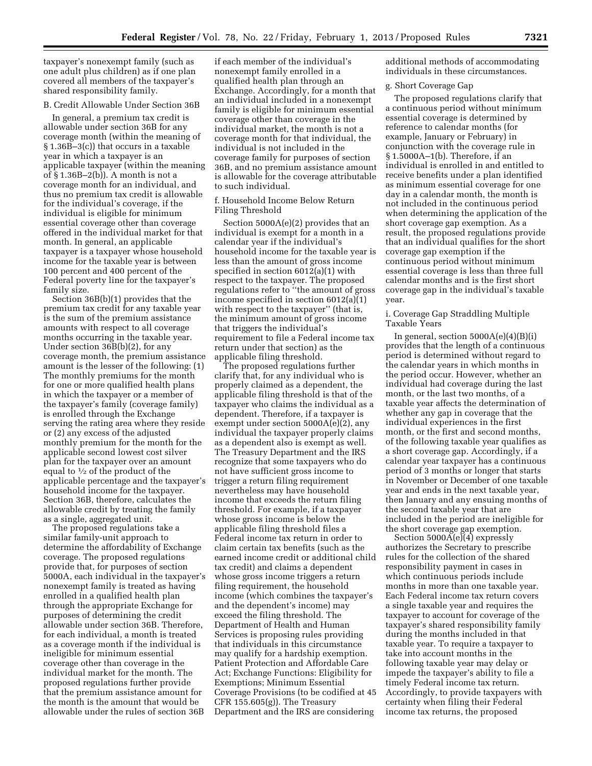taxpayer's nonexempt family (such as one adult plus children) as if one plan covered all members of the taxpayer's shared responsibility family.

B. Credit Allowable Under Section 36B

In general, a premium tax credit is allowable under section 36B for any coverage month (within the meaning of § 1.36B–3(c)) that occurs in a taxable year in which a taxpayer is an applicable taxpayer (within the meaning of § 1.36B–2(b)). A month is not a coverage month for an individual, and thus no premium tax credit is allowable for the individual's coverage, if the individual is eligible for minimum essential coverage other than coverage offered in the individual market for that month. In general, an applicable taxpayer is a taxpayer whose household income for the taxable year is between 100 percent and 400 percent of the Federal poverty line for the taxpayer's family size.

Section 36B(b)(1) provides that the premium tax credit for any taxable year is the sum of the premium assistance amounts with respect to all coverage months occurring in the taxable year. Under section 36B(b)(2), for any coverage month, the premium assistance amount is the lesser of the following: (1) The monthly premiums for the month for one or more qualified health plans in which the taxpayer or a member of the taxpayer's family (coverage family) is enrolled through the Exchange serving the rating area where they reside or (2) any excess of the adjusted monthly premium for the month for the applicable second lowest cost silver plan for the taxpayer over an amount equal to ½ of the product of the applicable percentage and the taxpayer's household income for the taxpayer. Section 36B, therefore, calculates the allowable credit by treating the family as a single, aggregated unit.

The proposed regulations take a similar family-unit approach to determine the affordability of Exchange coverage. The proposed regulations provide that, for purposes of section 5000A, each individual in the taxpayer's nonexempt family is treated as having enrolled in a qualified health plan through the appropriate Exchange for purposes of determining the credit allowable under section 36B. Therefore, for each individual, a month is treated as a coverage month if the individual is ineligible for minimum essential coverage other than coverage in the individual market for the month. The proposed regulations further provide that the premium assistance amount for the month is the amount that would be allowable under the rules of section 36B if each member of the individual's nonexempt family enrolled in a qualified health plan through an Exchange. Accordingly, for a month that an individual included in a nonexempt family is eligible for minimum essential coverage other than coverage in the individual market, the month is not a coverage month for that individual, the individual is not included in the coverage family for purposes of section 36B, and no premium assistance amount is allowable for the coverage attributable to such individual.

f. Household Income Below Return Filing Threshold

Section 5000A(e)(2) provides that an individual is exempt for a month in a calendar year if the individual's household income for the taxable year is less than the amount of gross income specified in section 6012(a)(1) with respect to the taxpayer. The proposed regulations refer to "the amount of gross income specified in section 6012(a)(1) with respect to the taxpayer" (that is, the minimum amount of gross income that triggers the individual's requirement to file a Federal income tax return under that section) as the applicable filing threshold.

The proposed regulations further clarify that, for any individual who is properly claimed as a dependent, the applicable filing threshold is that of the taxpayer who claims the individual as a dependent. Therefore, if a taxpayer is exempt under section 5000A(e)(2), any individual the taxpayer properly claims as a dependent also is exempt as well. The Treasury Department and the IRS recognize that some taxpayers who do not have sufficient gross income to trigger a return filing requirement nevertheless may have household income that exceeds the return filing threshold. For example, if a taxpayer whose gross income is below the applicable filing threshold files a Federal income tax return in order to claim certain tax benefits (such as the earned income credit or additional child tax credit) and claims a dependent whose gross income triggers a return filing requirement, the household income (which combines the taxpayer's and the dependent's income) may exceed the filing threshold. The Department of Health and Human Services is proposing rules providing that individuals in this circumstance may qualify for a hardship exemption. Patient Protection and Affordable Care Act; Exchange Functions: Eligibility for Exemptions; Minimum Essential Coverage Provisions (to be codified at 45 CFR 155.605(g)). The Treasury Department and the IRS are considering additional methods of accommodating individuals in these circumstances.

g. Short Coverage Gap

The proposed regulations clarify that a continuous period without minimum essential coverage is determined by reference to calendar months (for example, January or February) in conjunction with the coverage rule in § 1.5000A–1(b). Therefore, if an individual is enrolled in and entitled to receive benefits under a plan identified as minimum essential coverage for one day in a calendar month, the month is not included in the continuous period when determining the application of the short coverage gap exemption. As a result, the proposed regulations provide that an individual qualifies for the short coverage gap exemption if the continuous period without minimum essential coverage is less than three full calendar months and is the first short coverage gap in the individual's taxable year.

i. Coverage Gap Straddling Multiple Taxable Years

In general, section 5000A(e)(4)(B)(i) provides that the length of a continuous period is determined without regard to the calendar years in which months in the period occur. However, whether an individual had coverage during the last month, or the last two months, of a taxable year affects the determination of whether any gap in coverage that the individual experiences in the first month, or the first and second months, of the following taxable year qualifies as a short coverage gap. Accordingly, if a calendar year taxpayer has a continuous period of 3 months or longer that starts in November or December of one taxable year and ends in the next taxable year, then January and any ensuing months of the second taxable year that are included in the period are ineligible for the short coverage gap exemption.

Section 5000A(e)(4) expressly authorizes the Secretary to prescribe rules for the collection of the shared responsibility payment in cases in which continuous periods include months in more than one taxable year. Each Federal income tax return covers a single taxable year and requires the taxpayer to account for coverage of the taxpayer's shared responsibility family during the months included in that taxable year. To require a taxpayer to take into account months in the following taxable year may delay or impede the taxpayer's ability to file a timely Federal income tax return. Accordingly, to provide taxpayers with certainty when filing their Federal income tax returns, the proposed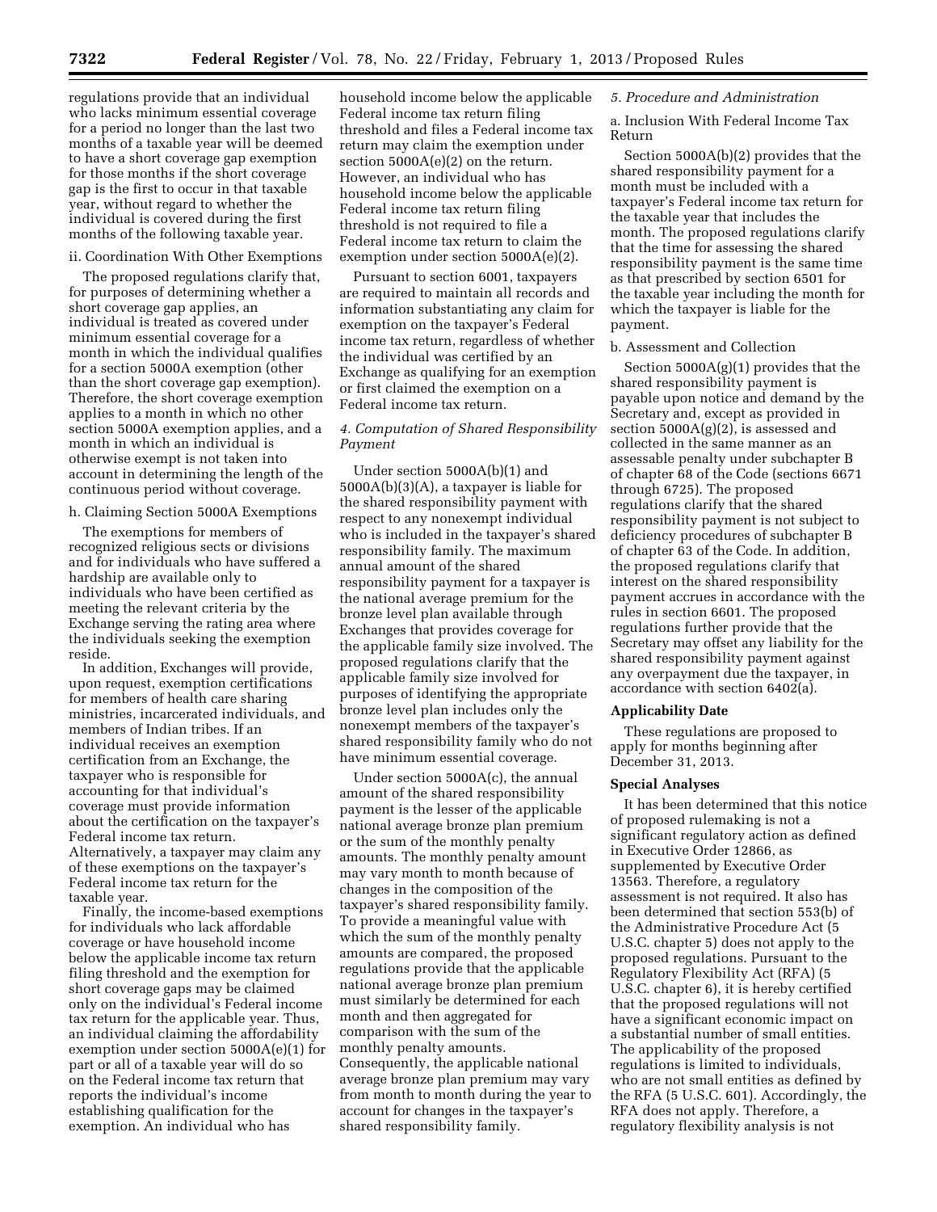regulations provide that an individual who lacks minimum essential coverage for a period no longer than the last two months of a taxable year will be deemed to have a short coverage gap exemption for those months if the short coverage gap is the first to occur in that taxable year, without regard to whether the individual is covered during the first months of the following taxable year.

ii. Coordination With Other Exemptions

The proposed regulations clarify that, for purposes of determining whether a short coverage gap applies, an individual is treated as covered under minimum essential coverage for a month in which the individual qualifies for a section 5000A exemption (other than the short coverage gap exemption). Therefore, the short coverage exemption applies to a month in which no other section 5000A exemption applies, and a month in which an individual is otherwise exempt is not taken into account in determining the length of the continuous period without coverage.

h. Claiming Section 5000A Exemptions

The exemptions for members of recognized religious sects or divisions and for individuals who have suffered a hardship are available only to individuals who have been certified as meeting the relevant criteria by the Exchange serving the rating area where the individuals seeking the exemption reside.

In addition, Exchanges will provide, upon request, exemption certifications for members of health care sharing ministries, incarcerated individuals, and members of Indian tribes. If an individual receives an exemption certification from an Exchange, the taxpayer who is responsible for accounting for that individual's coverage must provide information about the certification on the taxpayer's Federal income tax return. Alternatively, a taxpayer may claim any of these exemptions on the taxpayer's Federal income tax return for the taxable year.

Finally, the income-based exemptions for individuals who lack affordable coverage or have household income below the applicable income tax return filing threshold and the exemption for short coverage gaps may be claimed only on the individual's Federal income tax return for the applicable year. Thus, an individual claiming the affordability exemption under section 5000A(e)(1) for part or all of a taxable year will do so on the Federal income tax return that reports the individual's income establishing qualification for the exemption. An individual who has household income below the applicable Federal income tax return filing threshold and files a Federal income tax return may claim the exemption under section 5000A(e)(2) on the return. However, an individual who has household income below the applicable Federal income tax return filing threshold is not required to file a Federal income tax return to claim the exemption under section 5000A(e)(2).

Pursuant to section 6001, taxpayers are required to maintain all records and information substantiating any claim for exemption on the taxpayer's Federal income tax return, regardless of whether the individual was certified by an Exchange as qualifying for an exemption or first claimed the exemption on a Federal income tax return.

*4. Computation of Shared Responsibility Payment*

Under section 5000A(b)(1) and 5000A(b)(3)(A), a taxpayer is liable for the shared responsibility payment with respect to any nonexempt individual who is included in the taxpayer's shared responsibility family. The maximum annual amount of the shared responsibility payment for a taxpayer is the national average premium for the bronze level plan available through Exchanges that provides coverage for the applicable family size involved. The proposed regulations clarify that the applicable family size involved for purposes of identifying the appropriate bronze level plan includes only the nonexempt members of the taxpayer's shared responsibility family who do not have minimum essential coverage.

Under section 5000A(c), the annual amount of the shared responsibility payment is the lesser of the applicable national average bronze plan premium or the sum of the monthly penalty amounts. The monthly penalty amount may vary month to month because of changes in the composition of the taxpayer's shared responsibility family. To provide a meaningful value with which the sum of the monthly penalty amounts are compared, the proposed regulations provide that the applicable national average bronze plan premium must similarly be determined for each month and then aggregated for comparison with the sum of the monthly penalty amounts. Consequently, the applicable national average bronze plan premium may vary from month to month during the year to account for changes in the taxpayer's shared responsibility family.

*5. Procedure and Administration*

a. Inclusion With Federal Income Tax Return

Section 5000A(b)(2) provides that the shared responsibility payment for a month must be included with a taxpayer's Federal income tax return for the taxable year that includes the month. The proposed regulations clarify that the time for assessing the shared responsibility payment is the same time as that prescribed by section 6501 for the taxable year including the month for which the taxpayer is liable for the payment.

b. Assessment and Collection

Section 5000A(g)(1) provides that the shared responsibility payment is payable upon notice and demand by the Secretary and, except as provided in section 5000A(g)(2), is assessed and collected in the same manner as an assessable penalty under subchapter B of chapter 68 of the Code (sections 6671 through 6725). The proposed regulations clarify that the shared responsibility payment is not subject to deficiency procedures of subchapter B of chapter 63 of the Code. In addition, the proposed regulations clarify that interest on the shared responsibility payment accrues in accordance with the rules in section 6601. The proposed regulations further provide that the Secretary may offset any liability for the shared responsibility payment against any overpayment due the taxpayer, in accordance with section 6402(a).

## Applicability Date

These regulations are proposed to apply for months beginning after December 31, 2013.

## Special Analyses

It has been determined that this notice of proposed rulemaking is not a significant regulatory action as defined in Executive Order 12866, as supplemented by Executive Order 13563. Therefore, a regulatory assessment is not required. It also has been determined that section 553(b) of the Administrative Procedure Act (5 U.S.C. chapter 5) does not apply to the proposed regulations. Pursuant to the Regulatory Flexibility Act (RFA) (5 U.S.C. chapter 6), it is hereby certified that the proposed regulations will not have a significant economic impact on a substantial number of small entities. The applicability of the proposed regulations is limited to individuals, who are not small entities as defined by the RFA (5 U.S.C. 601). Accordingly, the RFA does not apply. Therefore, a regulatory flexibility analysis is not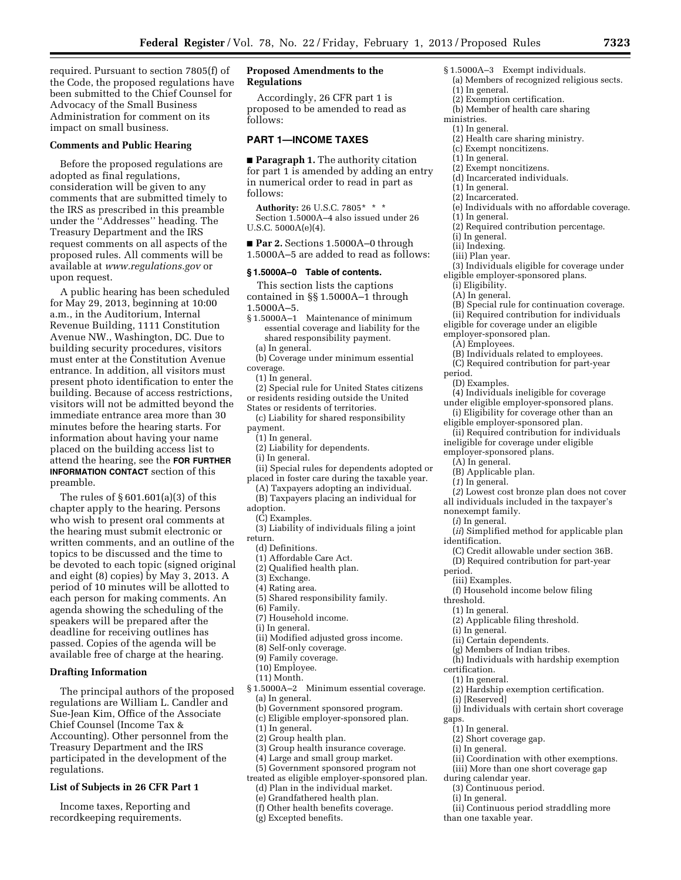required. Pursuant to section 7805(f) of the Code, the proposed regulations have been submitted to the Chief Counsel for Advocacy of the Small Business Administration for comment on its impact on small business.

**Comments and Public Hearing**

Before the proposed regulations are adopted as final regulations, consideration will be given to any comments that are submitted timely to the IRS as prescribed in this preamble under the ''Addresses'' heading. The Treasury Department and the IRS request comments on all aspects of the proposed rules. All comments will be available at *www.regulations.gov* or upon request.

A public hearing has been scheduled for May 29, 2013, beginning at 10:00 a.m., in the Auditorium, Internal Revenue Building, 1111 Constitution Avenue NW., Washington, DC. Due to building security procedures, visitors must enter at the Constitution Avenue entrance. In addition, all visitors must present photo identification to enter the building. Because of access restrictions, visitors will not be admitted beyond the immediate entrance area more than 30 minutes before the hearing starts. For information about having your name placed on the building access list to attend the hearing, see the **FOR FURTHER INFORMATION CONTACT** section of this preamble.

The rules of § 601.601(a)(3) of this chapter apply to the hearing. Persons who wish to present oral comments at the hearing must submit electronic or written comments, and an outline of the topics to be discussed and the time to be devoted to each topic (signed original and eight (8) copies) by May 3, 2013. A period of 10 minutes will be allotted to each person for making comments. An agenda showing the scheduling of the speakers will be prepared after the deadline for receiving outlines has passed. Copies of the agenda will be available free of charge at the hearing.

**Drafting Information**

The principal authors of the proposed regulations are William L. Candler and Sue-Jean Kim, Office of the Associate Chief Counsel (Income Tax & Accounting). Other personnel from the Treasury Department and the IRS participated in the development of the regulations.

**List of Subjects in 26 CFR Part 1**

Income taxes, Reporting and recordkeeping requirements.

**Proposed Amendments to the Regulations**

Accordingly, 26 CFR part 1 is proposed to be amended to read as follows:

**PART 1—INCOME TAXES**

■ **Paragraph 1.** The authority citation for part 1 is amended by adding an entry in numerical order to read in part as follows:

**Authority:** 26 U.S.C. 7805* * *
Section 1.5000A–4 also issued under 26 U.S.C. 5000A(e)(4).

■ **Par 2.** Sections 1.5000A–0 through 1.5000A–5 are added to read as follows:

**§ 1.5000A–0 Table of contents.**

This section lists the captions contained in §§ 1.5000A–1 through 1.5000A–5.

§ 1.5000A–1 Maintenance of minimum essential coverage and liability for the shared responsibility payment.
(a) In general.
(b) Coverage under minimum essential coverage.
(1) In general.
(2) Special rule for United States citizens or residents residing outside the United States or residents of territories.
(c) Liability for shared responsibility payment.
(1) In general.
(2) Liability for dependents.
(i) In general.
(ii) Special rules for dependents adopted or placed in foster care during the taxable year.
(A) Taxpayers adopting an individual.
(B) Taxpayers placing an individual for adoption.
(C) Examples.
(3) Liability of individuals filing a joint return.
(d) Definitions.
(1) Affordable Care Act.
(2) Qualified health plan.
(3) Exchange.
(4) Rating area.
(5) Shared responsibility family.
(6) Family.
(7) Household income.
(i) In general.
(ii) Modified adjusted gross income.
(8) Self-only coverage.
(9) Family coverage.
(10) Employee.
(11) Month.
§ 1.5000A–2 Minimum essential coverage.
(a) In general.
(b) Government sponsored program.
(c) Eligible employer-sponsored plan.
(1) In general.
(2) Group health plan.
(3) Group health insurance coverage.
(4) Large and small group market.
(5) Government sponsored program not treated as eligible employer-sponsored plan.
(d) Plan in the individual market.
(e) Grandfathered health plan.
(f) Other health benefits coverage.
(g) Excepted benefits.
§ 1.5000A–3 Exempt individuals.
(a) Members of recognized religious sects.
(1) In general.
(2) Exemption certification.
(b) Member of health care sharing ministries.
(1) In general.
(2) Health care sharing ministry.
(c) Exempt noncitizens.
(1) In general.
(2) Exempt noncitizens.
(d) Incarcerated individuals.
(1) In general.
(2) Incarcerated.
(e) Individuals with no affordable coverage.
(1) In general.
(2) Required contribution percentage.
(i) In general.
(ii) Indexing.
(iii) Plan year.
(3) Individuals eligible for coverage under eligible employer-sponsored plans.
(i) Eligibility.
(A) In general.
(B) Special rule for continuation coverage.
(ii) Required contribution for individuals eligible for coverage under an eligible employer-sponsored plan.
(A) Employees.
(B) Individuals related to employees.
(C) Required contribution for part-year period.
(D) Examples.
(4) Individuals ineligible for coverage under eligible employer-sponsored plans.
(i) Eligibility for coverage other than an eligible employer-sponsored plan.
(ii) Required contribution for individuals ineligible for coverage under eligible employer-sponsored plans.
(A) In general.
(B) Applicable plan.
(*1*) In general.
(*2*) Lowest cost bronze plan does not cover all individuals included in the taxpayer's nonexempt family.
(*i*) In general.
(*ii*) Simplified method for applicable plan identification.
(C) Credit allowable under section 36B.
(D) Required contribution for part-year period.
(iii) Examples.
(f) Household income below filing threshold.
(1) In general.
(2) Applicable filing threshold.
(i) In general.
(ii) Certain dependents.
(g) Members of Indian tribes.
(h) Individuals with hardship exemption certification.
(1) In general.
(2) Hardship exemption certification.
(i) [Reserved]
(j) Individuals with certain short coverage gaps.
(1) In general.
(2) Short coverage gap.
(i) In general.
(ii) Coordination with other exemptions.
(iii) More than one short coverage gap during calendar year.
(3) Continuous period.
(i) In general.
(ii) Continuous period straddling more than one taxable year.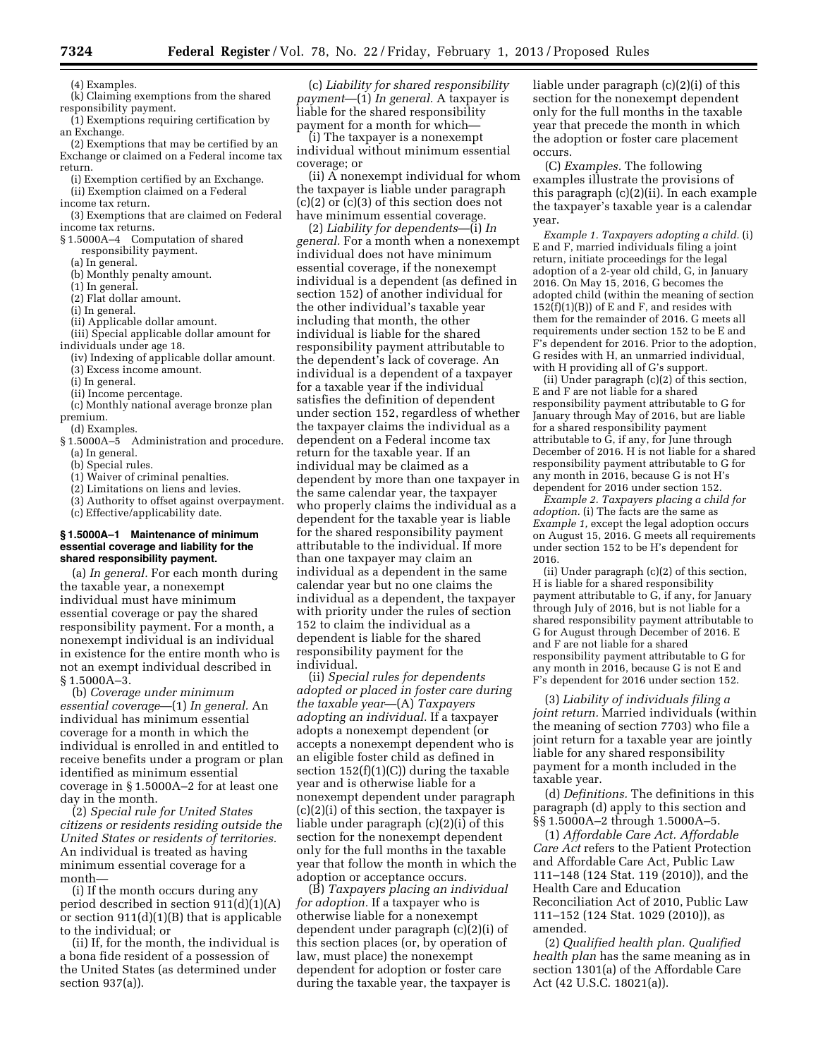(4) Examples.

(k) Claiming exemptions from the shared responsibility payment.

(1) Exemptions requiring certification by an Exchange.

(2) Exemptions that may be certified by an Exchange or claimed on a Federal income tax return.

(i) Exemption certified by an Exchange.

(ii) Exemption claimed on a Federal income tax return.

(3) Exemptions that are claimed on Federal income tax returns.

§ 1.5000A–4 Computation of shared responsibility payment.

(a) In general.

(b) Monthly penalty amount.

(1) In general.

(2) Flat dollar amount.

(i) In general.

(ii) Applicable dollar amount.

(iii) Special applicable dollar amount for individuals under age 18.

(iv) Indexing of applicable dollar amount.

(3) Excess income amount.

(i) In general.

(ii) Income percentage.

(c) Monthly national average bronze plan premium.

(d) Examples.

§ 1.5000A–5 Administration and procedure.

(a) In general.

(b) Special rules.

(1) Waiver of criminal penalties.

(2) Limitations on liens and levies.

(3) Authority to offset against overpayment.

(c) Effective/applicability date.

### § 1.5000A–1 Maintenance of minimum essential coverage and liability for the shared responsibility payment.

(a) *In general.* For each month during the taxable year, a nonexempt individual must have minimum essential coverage or pay the shared responsibility payment. For a month, a nonexempt individual is an individual in existence for the entire month who is not an exempt individual described in § 1.5000A–3.

(b) *Coverage under minimum essential coverage*—(1) *In general.* An individual has minimum essential coverage for a month in which the individual is enrolled in and entitled to receive benefits under a program or plan identified as minimum essential coverage in § 1.5000A–2 for at least one day in the month.

(2) *Special rule for United States citizens or residents residing outside the United States or residents of territories.* An individual is treated as having minimum essential coverage for a month—

(i) If the month occurs during any period described in section 911(d)(1)(A) or section 911(d)(1)(B) that is applicable to the individual; or

(ii) If, for the month, the individual is a bona fide resident of a possession of the United States (as determined under section 937(a)).

(c) *Liability for shared responsibility payment*—(1) *In general.* A taxpayer is liable for the shared responsibility payment for a month for which—

(i) The taxpayer is a nonexempt individual without minimum essential coverage; or

(ii) A nonexempt individual for whom the taxpayer is liable under paragraph (c)(2) or (c)(3) of this section does not have minimum essential coverage.

(2) *Liability for dependents*—(i) *In general.* For a month when a nonexempt individual does not have minimum essential coverage, if the nonexempt individual is a dependent (as defined in section 152) of another individual for the other individual's taxable year including that month, the other individual is liable for the shared responsibility payment attributable to the dependent's lack of coverage. An individual is a dependent of a taxpayer for a taxable year if the individual satisfies the definition of dependent under section 152, regardless of whether the taxpayer claims the individual as a dependent on a Federal income tax return for the taxable year. If an individual may be claimed as a dependent by more than one taxpayer in the same calendar year, the taxpayer who properly claims the individual as a dependent for the taxable year is liable for the shared responsibility payment attributable to the individual. If more than one taxpayer may claim an individual as a dependent in the same calendar year but no one claims the individual as a dependent, the taxpayer with priority under the rules of section 152 to claim the individual as a dependent is liable for the shared responsibility payment for the individual.

(ii) *Special rules for dependents adopted or placed in foster care during the taxable year*—(A) *Taxpayers adopting an individual.* If a taxpayer adopts a nonexempt dependent (or accepts a nonexempt dependent who is an eligible foster child as defined in section 152(f)(1)(C)) during the taxable year and is otherwise liable for a nonexempt dependent under paragraph (c)(2)(i) of this section, the taxpayer is liable under paragraph (c)(2)(i) of this section for the nonexempt dependent only for the full months in the taxable year that follow the month in which the adoption or acceptance occurs.

(B) *Taxpayers placing an individual for adoption.* If a taxpayer who is otherwise liable for a nonexempt dependent under paragraph (c)(2)(i) of this section places (or, by operation of law, must place) the nonexempt dependent for adoption or foster care during the taxable year, the taxpayer is liable under paragraph (c)(2)(i) of this section for the nonexempt dependent only for the full months in the taxable year that precede the month in which the adoption or foster care placement occurs.

(C) *Examples.* The following examples illustrate the provisions of this paragraph (c)(2)(ii). In each example the taxpayer's taxable year is a calendar year.

*Example 1. Taxpayers adopting a child.* (i) E and F, married individuals filing a joint return, initiate proceedings for the legal adoption of a 2-year old child, G, in January 2016. On May 15, 2016, G becomes the adopted child (within the meaning of section 152(f)(1)(B)) of E and F, and resides with them for the remainder of 2016. G meets all requirements under section 152 to be E and F's dependent for 2016. Prior to the adoption, G resides with H, an unmarried individual, with H providing all of G's support.

(ii) Under paragraph (c)(2) of this section, E and F are not liable for a shared responsibility payment attributable to G for January through May of 2016, but are liable for a shared responsibility payment attributable to G, if any, for June through December of 2016. H is not liable for a shared responsibility payment attributable to G for any month in 2016, because G is not H's dependent for 2016 under section 152.

*Example 2. Taxpayers placing a child for adoption.* (i) The facts are the same as *Example 1,* except the legal adoption occurs on August 15, 2016. G meets all requirements under section 152 to be H's dependent for 2016.

(ii) Under paragraph (c)(2) of this section, H is liable for a shared responsibility payment attributable to G, if any, for January through July of 2016, but is not liable for a shared responsibility payment attributable to G for August through December of 2016. E and F are not liable for a shared responsibility payment attributable to G for any month in 2016, because G is not E and F's dependent for 2016 under section 152.

(3) *Liability of individuals filing a joint return.* Married individuals (within the meaning of section 7703) who file a joint return for a taxable year are jointly liable for any shared responsibility payment for a month included in the taxable year.

(d) *Definitions.* The definitions in this paragraph (d) apply to this section and §§ 1.5000A–2 through 1.5000A–5.

(1) *Affordable Care Act. Affordable Care Act* refers to the Patient Protection and Affordable Care Act, Public Law 111–148 (124 Stat. 119 (2010)), and the Health Care and Education Reconciliation Act of 2010, Public Law 111–152 (124 Stat. 1029 (2010)), as amended.

(2) *Qualified health plan. Qualified health plan* has the same meaning as in section 1301(a) of the Affordable Care Act (42 U.S.C. 18021(a)).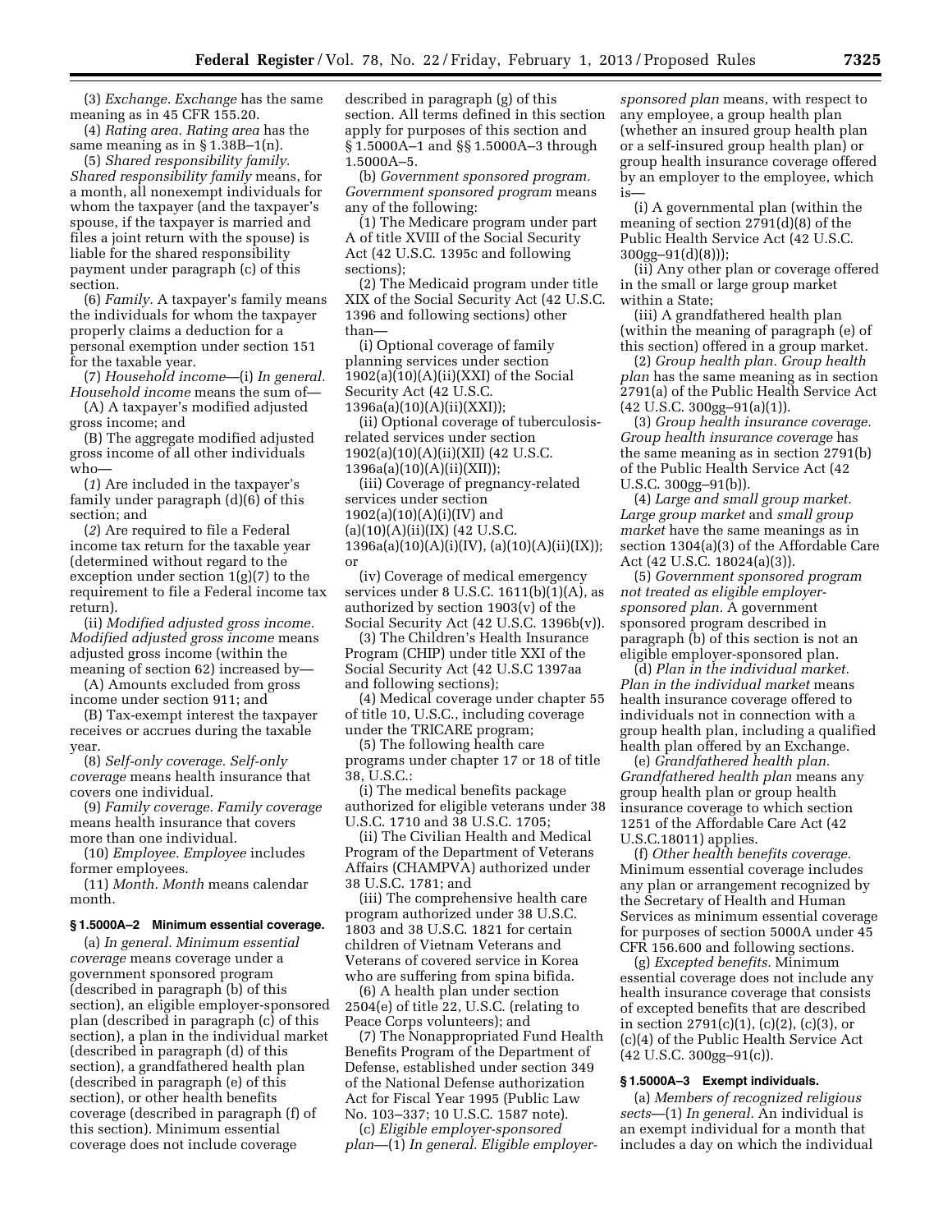(3) *Exchange. Exchange* has the same meaning as in 45 CFR 155.20.

(4) *Rating area. Rating area* has the same meaning as in § 1.38B–1(n).

(5) *Shared responsibility family. Shared responsibility family* means, for a month, all nonexempt individuals for whom the taxpayer (and the taxpayer's spouse, if the taxpayer is married and files a joint return with the spouse) is liable for the shared responsibility payment under paragraph (c) of this section.

(6) *Family.* A taxpayer's family means the individuals for whom the taxpayer properly claims a deduction for a personal exemption under section 151 for the taxable year.

(7) *Household income*—(i) *In general. Household income* means the sum of—

(A) A taxpayer's modified adjusted gross income; and

(B) The aggregate modified adjusted gross income of all other individuals who—

(*1*) Are included in the taxpayer's family under paragraph (d)(6) of this section; and

(*2*) Are required to file a Federal income tax return for the taxable year (determined without regard to the exception under section 1(g)(7) to the requirement to file a Federal income tax return).

(ii) *Modified adjusted gross income. Modified adjusted gross income* means adjusted gross income (within the meaning of section 62) increased by—

(A) Amounts excluded from gross income under section 911; and

(B) Tax-exempt interest the taxpayer receives or accrues during the taxable year.

(8) *Self-only coverage. Self-only coverage* means health insurance that covers one individual.

(9) *Family coverage. Family coverage* means health insurance that covers more than one individual.

(10) *Employee. Employee* includes former employees.

(11) *Month. Month* means calendar month.

### § 1.5000A–2 Minimum essential coverage.

(a) *In general. Minimum essential coverage* means coverage under a government sponsored program (described in paragraph (b) of this section), an eligible employer-sponsored plan (described in paragraph (c) of this section), a plan in the individual market (described in paragraph (d) of this section), a grandfathered health plan (described in paragraph (e) of this section), or other health benefits coverage (described in paragraph (f) of this section). Minimum essential coverage does not include coverage described in paragraph (g) of this section. All terms defined in this section apply for purposes of this section and § 1.5000A–1 and §§ 1.5000A–3 through 1.5000A–5.

(b) *Government sponsored program. Government sponsored program* means any of the following:

(1) The Medicare program under part A of title XVIII of the Social Security Act (42 U.S.C. 1395c and following sections);

(2) The Medicaid program under title XIX of the Social Security Act (42 U.S.C. 1396 and following sections) other than—

(i) Optional coverage of family planning services under section 1902(a)(10)(A)(ii)(XXI) of the Social Security Act (42 U.S.C. 1396a(a)(10)(A)(ii)(XXI));

(ii) Optional coverage of tuberculosis-related services under section 1902(a)(10)(A)(ii)(XII) (42 U.S.C. 1396a(a)(10)(A)(ii)(XII));

(iii) Coverage of pregnancy-related services under section 1902(a)(10)(A)(i)(IV) and (a)(10)(A)(ii)(IX) (42 U.S.C. 1396a(a)(10)(A)(i)(IV), (a)(10)(A)(ii)(IX)); or

(iv) Coverage of medical emergency services under 8 U.S.C. 1611(b)(1)(A), as authorized by section 1903(v) of the Social Security Act (42 U.S.C. 1396b(v)).

(3) The Children's Health Insurance Program (CHIP) under title XXI of the Social Security Act (42 U.S.C 1397aa and following sections);

(4) Medical coverage under chapter 55 of title 10, U.S.C., including coverage under the TRICARE program;

(5) The following health care programs under chapter 17 or 18 of title 38, U.S.C.:

(i) The medical benefits package authorized for eligible veterans under 38 U.S.C. 1710 and 38 U.S.C. 1705;

(ii) The Civilian Health and Medical Program of the Department of Veterans Affairs (CHAMPVA) authorized under 38 U.S.C. 1781; and

(iii) The comprehensive health care program authorized under 38 U.S.C. 1803 and 38 U.S.C. 1821 for certain children of Vietnam Veterans and Veterans of covered service in Korea who are suffering from spina bifida.

(6) A health plan under section 2504(e) of title 22, U.S.C. (relating to Peace Corps volunteers); and

(7) The Nonappropriated Fund Health Benefits Program of the Department of Defense, established under section 349 of the National Defense authorization Act for Fiscal Year 1995 (Public Law No. 103–337; 10 U.S.C. 1587 note).

(c) *Eligible employer-sponsored plan*—(1) *In general. Eligible employer-sponsored plan* means, with respect to any employee, a group health plan (whether an insured group health plan or a self-insured group health plan) or group health insurance coverage offered by an employer to the employee, which is—

(i) A governmental plan (within the meaning of section 2791(d)(8) of the Public Health Service Act (42 U.S.C. 300gg–91(d)(8)));

(ii) Any other plan or coverage offered in the small or large group market within a State;

(iii) A grandfathered health plan (within the meaning of paragraph (e) of this section) offered in a group market.

(2) *Group health plan. Group health plan* has the same meaning as in section 2791(a) of the Public Health Service Act (42 U.S.C. 300gg–91(a)(1)).

(3) *Group health insurance coverage. Group health insurance coverage* has the same meaning as in section 2791(b) of the Public Health Service Act (42 U.S.C. 300gg–91(b)).

(4) *Large and small group market. Large group market* and *small group market* have the same meanings as in section 1304(a)(3) of the Affordable Care Act (42 U.S.C. 18024(a)(3)).

(5) *Government sponsored program not treated as eligible employer-sponsored plan.* A government sponsored program described in paragraph (b) of this section is not an eligible employer-sponsored plan.

(d) *Plan in the individual market. Plan in the individual market* means health insurance coverage offered to individuals not in connection with a group health plan, including a qualified health plan offered by an Exchange.

(e) *Grandfathered health plan. Grandfathered health plan* means any group health plan or group health insurance coverage to which section 1251 of the Affordable Care Act (42 U.S.C.18011) applies.

(f) *Other health benefits coverage.* Minimum essential coverage includes any plan or arrangement recognized by the Secretary of Health and Human Services as minimum essential coverage for purposes of section 5000A under 45 CFR 156.600 and following sections.

(g) *Excepted benefits.* Minimum essential coverage does not include any health insurance coverage that consists of excepted benefits that are described in section 2791(c)(1), (c)(2), (c)(3), or (c)(4) of the Public Health Service Act (42 U.S.C. 300gg–91(c)).

### § 1.5000A–3 Exempt individuals.

(a) *Members of recognized religious sects*—(1) *In general.* An individual is an exempt individual for a month that includes a day on which the individual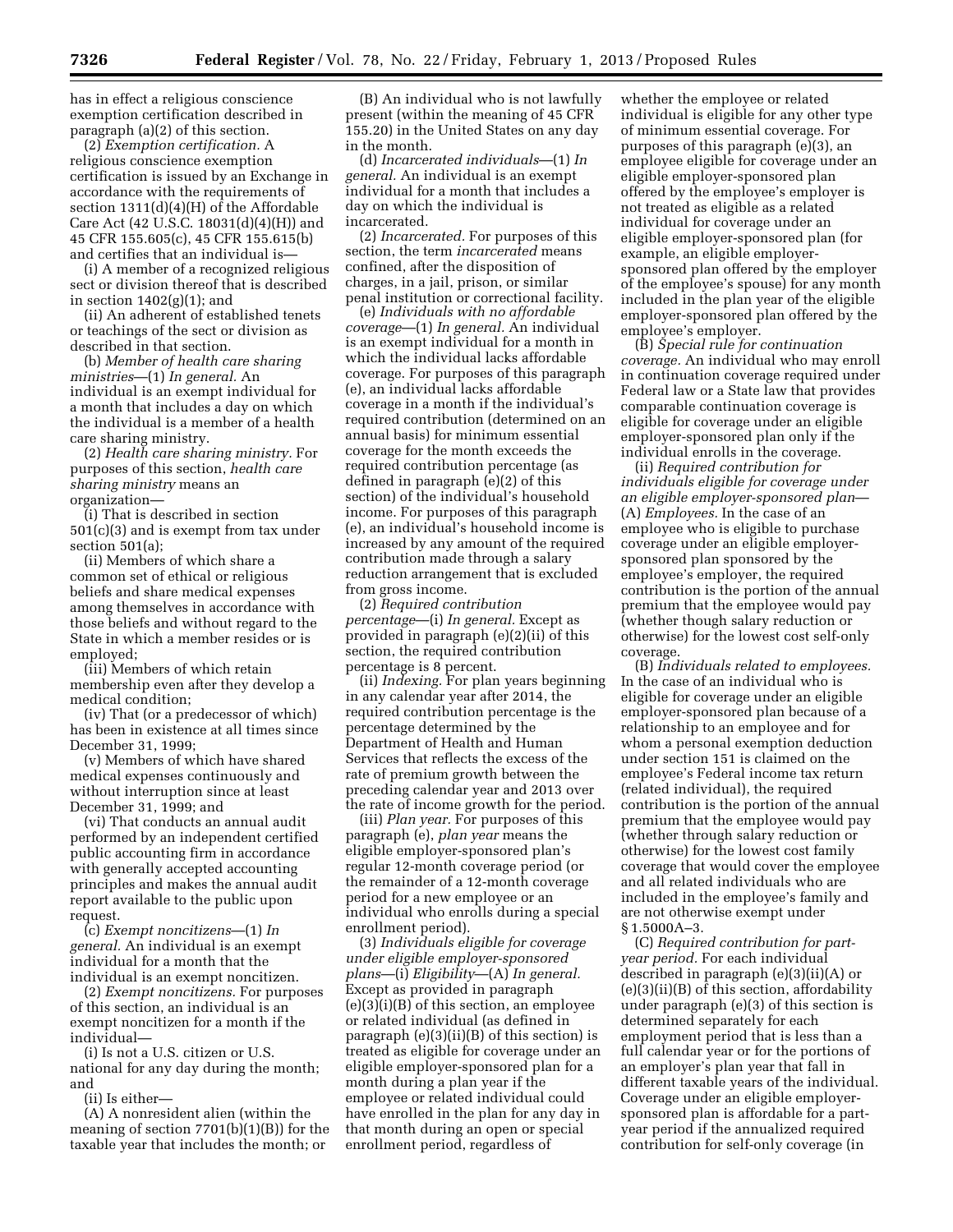has in effect a religious conscience exemption certification described in paragraph (a)(2) of this section.

(2) *Exemption certification.* A religious conscience exemption certification is issued by an Exchange in accordance with the requirements of section 1311(d)(4)(H) of the Affordable Care Act (42 U.S.C. 18031(d)(4)(H)) and 45 CFR 155.605(c), 45 CFR 155.615(b) and certifies that an individual is—

(i) A member of a recognized religious sect or division thereof that is described in section 1402(g)(1); and

(ii) An adherent of established tenets or teachings of the sect or division as described in that section.

(b) *Member of health care sharing ministries*—(1) *In general.* An individual is an exempt individual for a month that includes a day on which the individual is a member of a health care sharing ministry.

(2) *Health care sharing ministry.* For purposes of this section, *health care sharing ministry* means an organization—

(i) That is described in section 501(c)(3) and is exempt from tax under section 501(a);

(ii) Members of which share a common set of ethical or religious beliefs and share medical expenses among themselves in accordance with those beliefs and without regard to the State in which a member resides or is employed;

(iii) Members of which retain membership even after they develop a medical condition;

(iv) That (or a predecessor of which) has been in existence at all times since December 31, 1999;

(v) Members of which have shared medical expenses continuously and without interruption since at least December 31, 1999; and

(vi) That conducts an annual audit performed by an independent certified public accounting firm in accordance with generally accepted accounting principles and makes the annual audit report available to the public upon request.

(c) *Exempt noncitizens*—(1) *In general.* An individual is an exempt individual for a month that the individual is an exempt noncitizen.

(2) *Exempt noncitizens.* For purposes of this section, an individual is an exempt noncitizen for a month if the individual—

(i) Is not a U.S. citizen or U.S. national for any day during the month; and

(ii) Is either—

(A) A nonresident alien (within the meaning of section 7701(b)(1)(B)) for the taxable year that includes the month; or

(B) An individual who is not lawfully present (within the meaning of 45 CFR 155.20) in the United States on any day in the month.

(d) *Incarcerated individuals*—(1) *In general.* An individual is an exempt individual for a month that includes a day on which the individual is incarcerated.

(2) *Incarcerated.* For purposes of this section, the term *incarcerated* means confined, after the disposition of charges, in a jail, prison, or similar penal institution or correctional facility.

(e) *Individuals with no affordable coverage*—(1) *In general.* An individual is an exempt individual for a month in which the individual lacks affordable coverage. For purposes of this paragraph (e), an individual lacks affordable coverage in a month if the individual's required contribution (determined on an annual basis) for minimum essential coverage for the month exceeds the required contribution percentage (as defined in paragraph (e)(2) of this section) of the individual's household income. For purposes of this paragraph (e), an individual's household income is increased by any amount of the required contribution made through a salary reduction arrangement that is excluded from gross income.

(2) *Required contribution percentage*—(i) *In general.* Except as provided in paragraph (e)(2)(ii) of this section, the required contribution percentage is 8 percent.

(ii) *Indexing.* For plan years beginning in any calendar year after 2014, the required contribution percentage is the percentage determined by the Department of Health and Human Services that reflects the excess of the rate of premium growth between the preceding calendar year and 2013 over the rate of income growth for the period.

(iii) *Plan year.* For purposes of this paragraph (e), *plan year* means the eligible employer-sponsored plan's regular 12-month coverage period (or the remainder of a 12-month coverage period for a new employee or an individual who enrolls during a special enrollment period).

(3) *Individuals eligible for coverage under eligible employer-sponsored plans*—(i) *Eligibility*—(A) *In general.* Except as provided in paragraph (e)(3)(i)(B) of this section, an employee or related individual (as defined in paragraph (e)(3)(ii)(B) of this section) is treated as eligible for coverage under an eligible employer-sponsored plan for a month during a plan year if the employee or related individual could have enrolled in the plan for any day in that month during an open or special enrollment period, regardless of whether the employee or related individual is eligible for any other type of minimum essential coverage. For purposes of this paragraph (e)(3), an employee eligible for coverage under an eligible employer-sponsored plan offered by the employee's employer is not treated as eligible as a related individual for coverage under an eligible employer-sponsored plan (for example, an eligible employer-sponsored plan offered by the employer of the employee's spouse) for any month included in the plan year of the eligible employer-sponsored plan offered by the employee's employer.

(B) *Special rule for continuation coverage.* An individual who may enroll in continuation coverage required under Federal law or a State law that provides comparable continuation coverage is eligible for coverage under an eligible employer-sponsored plan only if the individual enrolls in the coverage.

(ii) *Required contribution for individuals eligible for coverage under an eligible employer-sponsored plan*—(A) *Employees.* In the case of an employee who is eligible to purchase coverage under an eligible employer-sponsored plan sponsored by the employee's employer, the required contribution is the portion of the annual premium that the employee would pay (whether though salary reduction or otherwise) for the lowest cost self-only coverage.

(B) *Individuals related to employees.* In the case of an individual who is eligible for coverage under an eligible employer-sponsored plan because of a relationship to an employee and for whom a personal exemption deduction under section 151 is claimed on the employee's Federal income tax return (related individual), the required contribution is the portion of the annual premium that the employee would pay (whether through salary reduction or otherwise) for the lowest cost family coverage that would cover the employee and all related individuals who are included in the employee's family and are not otherwise exempt under § 1.5000A–3.

(C) *Required contribution for part-year period.* For each individual described in paragraph (e)(3)(ii)(A) or (e)(3)(ii)(B) of this section, affordability under paragraph (e)(3) of this section is determined separately for each employment period that is less than a full calendar year or for the portions of an employer's plan year that fall in different taxable years of the individual. Coverage under an eligible employer-sponsored plan is affordable for a part-year period if the annualized required contribution for self-only coverage (in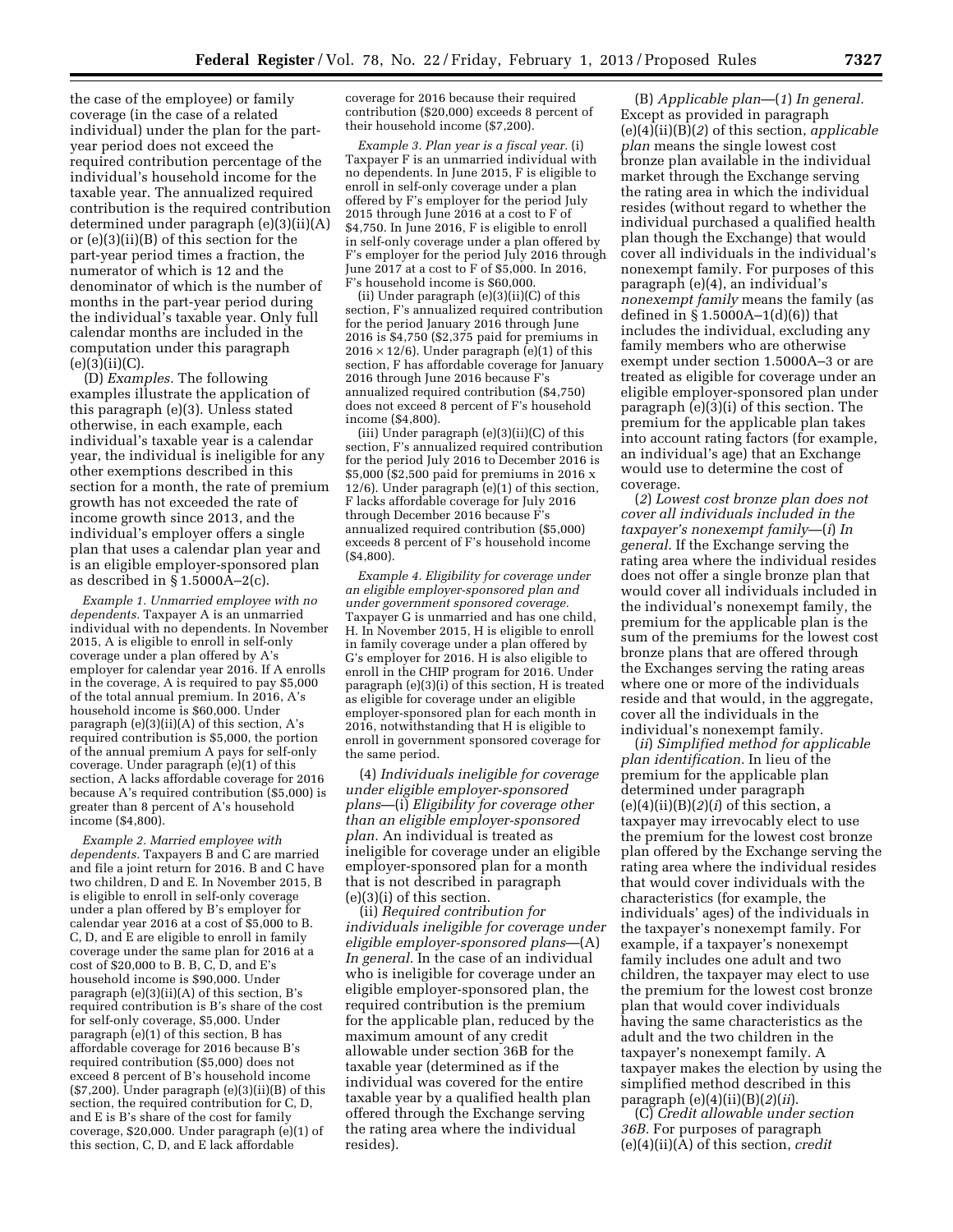the case of the employee) or family coverage (in the case of a related individual) under the plan for the part-year period does not exceed the required contribution percentage of the individual's household income for the taxable year. The annualized required contribution is the required contribution determined under paragraph (e)(3)(ii)(A) or (e)(3)(ii)(B) of this section for the part-year period times a fraction, the numerator of which is 12 and the denominator of which is the number of months in the part-year period during the individual's taxable year. Only full calendar months are included in the computation under this paragraph (e)(3)(ii)(C).

(D) *Examples.* The following examples illustrate the application of this paragraph (e)(3). Unless stated otherwise, in each example, each individual's taxable year is a calendar year, the individual is ineligible for any other exemptions described in this section for a month, the rate of premium growth has not exceeded the rate of income growth since 2013, and the individual's employer offers a single plan that uses a calendar plan year and is an eligible employer-sponsored plan as described in § 1.5000A–2(c).

*Example 1. Unmarried employee with no dependents.* Taxpayer A is an unmarried individual with no dependents. In November 2015, A is eligible to enroll in self-only coverage under a plan offered by A's employer for calendar year 2016. If A enrolls in the coverage, A is required to pay $5,000 of the total annual premium. In 2016, A's household income is $60,000. Under paragraph (e)(3)(ii)(A) of this section, A's required contribution is $5,000, the portion of the annual premium A pays for self-only coverage. Under paragraph (e)(1) of this section, A lacks affordable coverage for 2016 because A's required contribution ($5,000) is greater than 8 percent of A's household income ($4,800).

*Example 2. Married employee with dependents.* Taxpayers B and C are married and file a joint return for 2016. B and C have two children, D and E. In November 2015, B is eligible to enroll in self-only coverage under a plan offered by B's employer for calendar year 2016 at a cost of $5,000 to B. C, D, and E are eligible to enroll in family coverage under the same plan for 2016 at a cost of $20,000 to B. B, C, D, and E's household income is $90,000. Under paragraph (e)(3)(ii)(A) of this section, B's required contribution is B's share of the cost for self-only coverage, $5,000. Under paragraph (e)(1) of this section, B has affordable coverage for 2016 because B's required contribution ($5,000) does not exceed 8 percent of B's household income ($7,200). Under paragraph (e)(3)(ii)(B) of this section, the required contribution for C, D, and E is B's share of the cost for family coverage, $20,000. Under paragraph (e)(1) of this section, C, D, and E lack affordable coverage for 2016 because their required contribution ($20,000) exceeds 8 percent of their household income ($7,200).

*Example 3. Plan year is a fiscal year.* (i) Taxpayer F is an unmarried individual with no dependents. In June 2015, F is eligible to enroll in self-only coverage under a plan offered by F's employer for the period July 2015 through June 2016 at a cost to F of $4,750. In June 2016, F is eligible to enroll in self-only coverage under a plan offered by F's employer for the period July 2016 through June 2017 at a cost to F of $5,000. In 2016, F's household income is $60,000.

(ii) Under paragraph (e)(3)(ii)(C) of this section, F's annualized required contribution for the period January 2016 through June 2016 is $4,750 ($2,375 paid for premiums in 2016 × 12/6). Under paragraph (e)(1) of this section, F has affordable coverage for January 2016 through June 2016 because F's annualized required contribution ($4,750) does not exceed 8 percent of F's household income ($4,800).

(iii) Under paragraph (e)(3)(ii)(C) of this section, F's annualized required contribution for the period July 2016 to December 2016 is $5,000 ($2,500 paid for premiums in 2016 x 12/6). Under paragraph (e)(1) of this section, F lacks affordable coverage for July 2016 through December 2016 because F's annualized required contribution ($5,000) exceeds 8 percent of F's household income ($4,800).

*Example 4. Eligibility for coverage under an eligible employer-sponsored plan and under government sponsored coverage.* Taxpayer G is unmarried and has one child, H. In November 2015, H is eligible to enroll in family coverage under a plan offered by G's employer for 2016. H is also eligible to enroll in the CHIP program for 2016. Under paragraph (e)(3)(i) of this section, H is treated as eligible for coverage under an eligible employer-sponsored plan for each month in 2016, notwithstanding that H is eligible to enroll in government sponsored coverage for the same period.

(4) *Individuals ineligible for coverage under eligible employer-sponsored plans*—(i) *Eligibility for coverage other than an eligible employer-sponsored plan.* An individual is treated as ineligible for coverage under an eligible employer-sponsored plan for a month that is not described in paragraph (e)(3)(i) of this section.

(ii) *Required contribution for individuals ineligible for coverage under eligible employer-sponsored plans*—(A) *In general.* In the case of an individual who is ineligible for coverage under an eligible employer-sponsored plan, the required contribution is the premium for the applicable plan, reduced by the maximum amount of any credit allowable under section 36B for the taxable year (determined as if the individual was covered for the entire taxable year by a qualified health plan offered through the Exchange serving the rating area where the individual resides).

(B) *Applicable plan*—(*1*) *In general.* Except as provided in paragraph (e)(4)(ii)(B)(*2*) of this section, *applicable plan* means the single lowest cost bronze plan available in the individual market through the Exchange serving the rating area in which the individual resides (without regard to whether the individual purchased a qualified health plan though the Exchange) that would cover all individuals in the individual's nonexempt family. For purposes of this paragraph (e)(4), an individual's *nonexempt family* means the family (as defined in § 1.5000A–1(d)(6)) that includes the individual, excluding any family members who are otherwise exempt under section 1.5000A–3 or are treated as eligible for coverage under an eligible employer-sponsored plan under paragraph (e)(3)(i) of this section. The premium for the applicable plan takes into account rating factors (for example, an individual's age) that an Exchange would use to determine the cost of coverage.

(*2*) *Lowest cost bronze plan does not cover all individuals included in the taxpayer's nonexempt family*—(*i*) *In general.* If the Exchange serving the rating area where the individual resides does not offer a single bronze plan that would cover all individuals included in the individual's nonexempt family, the premium for the applicable plan is the sum of the premiums for the lowest cost bronze plans that are offered through the Exchanges serving the rating areas where one or more of the individuals reside and that would, in the aggregate, cover all the individuals in the individual's nonexempt family.

(*ii*) *Simplified method for applicable plan identification.* In lieu of the premium for the applicable plan determined under paragraph (e)(4)(ii)(B)(*2*)(*i*) of this section, a taxpayer may irrevocably elect to use the premium for the lowest cost bronze plan offered by the Exchange serving the rating area where the individual resides that would cover individuals with the characteristics (for example, the individuals' ages) of the individuals in the taxpayer's nonexempt family. For example, if a taxpayer's nonexempt family includes one adult and two children, the taxpayer may elect to use the premium for the lowest cost bronze plan that would cover individuals having the same characteristics as the adult and the two children in the taxpayer's nonexempt family. A taxpayer makes the election by using the simplified method described in this paragraph (e)(4)(ii)(B)(*2*)(*ii*).

(C) *Credit allowable under section 36B.* For purposes of paragraph (e)(4)(ii)(A) of this section, *credit*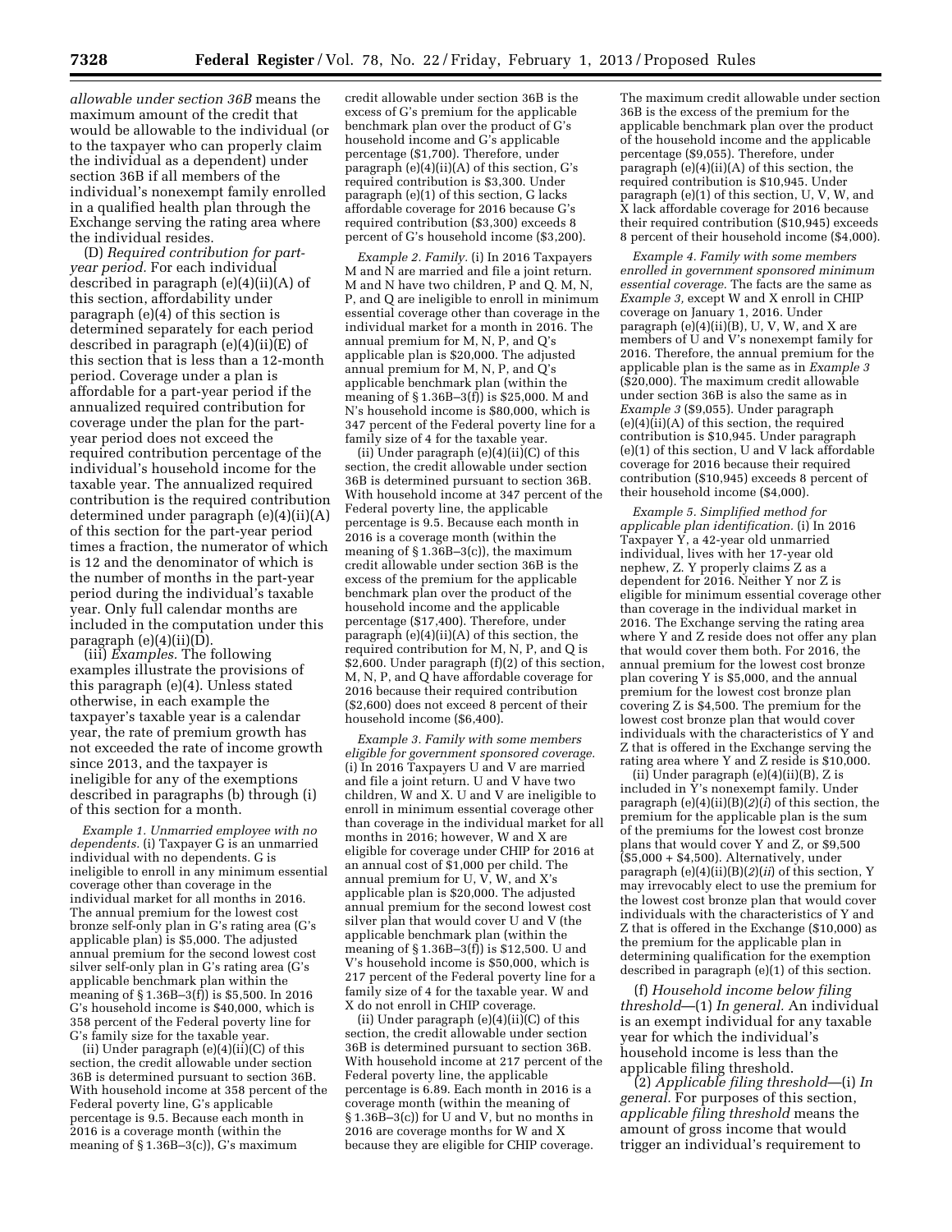*allowable under section 36B* means the maximum amount of the credit that would be allowable to the individual (or to the taxpayer who can properly claim the individual as a dependent) under section 36B if all members of the individual's nonexempt family enrolled in a qualified health plan through the Exchange serving the rating area where the individual resides.

(D) *Required contribution for part-year period.* For each individual described in paragraph (e)(4)(ii)(A) of this section, affordability under paragraph (e)(4) of this section is determined separately for each period described in paragraph (e)(4)(ii)(E) of this section that is less than a 12-month period. Coverage under a plan is affordable for a part-year period if the annualized required contribution for coverage under the plan for the part-year period does not exceed the required contribution percentage of the individual's household income for the taxable year. The annualized required contribution is the required contribution determined under paragraph (e)(4)(ii)(A) of this section for the part-year period times a fraction, the numerator of which is 12 and the denominator of which is the number of months in the part-year period during the individual's taxable year. Only full calendar months are included in the computation under this paragraph (e)(4)(ii)(D).

(iii) *Examples.* The following examples illustrate the provisions of this paragraph (e)(4). Unless stated otherwise, in each example the taxpayer's taxable year is a calendar year, the rate of premium growth has not exceeded the rate of income growth since 2013, and the taxpayer is ineligible for any of the exemptions described in paragraphs (b) through (i) of this section for a month.

*Example 1. Unmarried employee with no dependents.* (i) Taxpayer G is an unmarried individual with no dependents. G is ineligible to enroll in any minimum essential coverage other than coverage in the individual market for all months in 2016. The annual premium for the lowest cost bronze self-only plan in G's rating area (G's applicable plan) is $5,000. The adjusted annual premium for the second lowest cost silver self-only plan in G's rating area (G's applicable benchmark plan within the meaning of § 1.36B–3(f)) is $5,500. In 2016 G's household income is $40,000, which is 358 percent of the Federal poverty line for G's family size for the taxable year.

(ii) Under paragraph (e)(4)(ii)(C) of this section, the credit allowable under section 36B is determined pursuant to section 36B. With household income at 358 percent of the Federal poverty line, G's applicable percentage is 9.5. Because each month in 2016 is a coverage month (within the meaning of § 1.36B–3(c)), G's maximum credit allowable under section 36B is the excess of G's premium for the applicable benchmark plan over the product of G's household income and G's applicable percentage ($1,700). Therefore, under paragraph (e)(4)(ii)(A) of this section, G's required contribution is $3,300. Under paragraph (e)(1) of this section, G lacks affordable coverage for 2016 because G's required contribution ($3,300) exceeds 8 percent of G's household income ($3,200).

*Example 2. Family.* (i) In 2016 Taxpayers M and N are married and file a joint return. M and N have two children, P and Q. M, N, P, and Q are ineligible to enroll in minimum essential coverage other than coverage in the individual market for a month in 2016. The annual premium for M, N, P, and Q's applicable plan is $20,000. The adjusted annual premium for M, N, P, and Q's applicable benchmark plan (within the meaning of § 1.36B–3(f)) is $25,000. M and N's household income is $80,000, which is 347 percent of the Federal poverty line for a family size of 4 for the taxable year.

(ii) Under paragraph (e)(4)(ii)(C) of this section, the credit allowable under section 36B is determined pursuant to section 36B. With household income at 347 percent of the Federal poverty line, the applicable percentage is 9.5. Because each month in 2016 is a coverage month (within the meaning of § 1.36B–3(c)), the maximum credit allowable under section 36B is the excess of the premium for the applicable benchmark plan over the product of the household income and the applicable percentage ($17,400). Therefore, under paragraph (e)(4)(ii)(A) of this section, the required contribution for M, N, P, and Q is $2,600. Under paragraph (f)(2) of this section, M, N, P, and Q have affordable coverage for 2016 because their required contribution ($2,600) does not exceed 8 percent of their household income ($6,400).

*Example 3. Family with some members eligible for government sponsored coverage.* (i) In 2016 Taxpayers U and V are married and file a joint return. U and V have two children, W and X. U and V are ineligible to enroll in minimum essential coverage other than coverage in the individual market for all months in 2016; however, W and X are eligible for coverage under CHIP for 2016 at an annual cost of $1,000 per child. The annual premium for U, V, W, and X's applicable plan is $20,000. The adjusted annual premium for the second lowest cost silver plan that would cover U and V (the applicable benchmark plan (within the meaning of § 1.36B–3(f)) is $12,500. U and V's household income is $50,000, which is 217 percent of the Federal poverty line for a family size of 4 for the taxable year. W and X do not enroll in CHIP coverage.

(ii) Under paragraph (e)(4)(ii)(C) of this section, the credit allowable under section 36B is determined pursuant to section 36B. With household income at 217 percent of the Federal poverty line, the applicable percentage is 6.89. Each month in 2016 is a coverage month (within the meaning of § 1.36B–3(c)) for U and V, but no months in 2016 are coverage months for W and X because they are eligible for CHIP coverage. The maximum credit allowable under section 36B is the excess of the premium for the applicable benchmark plan over the product of the household income and the applicable percentage ($9,055). Therefore, under paragraph (e)(4)(ii)(A) of this section, the required contribution is $10,945. Under paragraph (e)(1) of this section, U, V, W, and X lack affordable coverage for 2016 because their required contribution ($10,945) exceeds 8 percent of their household income ($4,000).

*Example 4. Family with some members enrolled in government sponsored minimum essential coverage.* The facts are the same as *Example 3,* except W and X enroll in CHIP coverage on January 1, 2016. Under paragraph (e)(4)(ii)(B), U, V, W, and X are members of U and V's nonexempt family for 2016. Therefore, the annual premium for the applicable plan is the same as in *Example 3* ($20,000). The maximum credit allowable under section 36B is also the same as in *Example 3* ($9,055). Under paragraph (e)(4)(ii)(A) of this section, the required contribution is $10,945. Under paragraph (e)(1) of this section, U and V lack affordable coverage for 2016 because their required contribution ($10,945) exceeds 8 percent of their household income ($4,000).

*Example 5. Simplified method for applicable plan identification.* (i) In 2016 Taxpayer Y, a 42-year old unmarried individual, lives with her 17-year old nephew, Z. Y properly claims Z as a dependent for 2016. Neither Y nor Z is eligible for minimum essential coverage other than coverage in the individual market in 2016. The Exchange serving the rating area where Y and Z reside does not offer any plan that would cover them both. For 2016, the annual premium for the lowest cost bronze plan covering Y is $5,000, and the annual premium for the lowest cost bronze plan covering Z is $4,500. The premium for the lowest cost bronze plan that would cover individuals with the characteristics of Y and Z that is offered in the Exchange serving the rating area where Y and Z reside is $10,000.

(ii) Under paragraph (e)(4)(ii)(B), Z is included in Y's nonexempt family. Under paragraph (e)(4)(ii)(B)(*2*)(*i*) of this section, the premium for the applicable plan is the sum of the premiums for the lowest cost bronze plans that would cover Y and Z, or $9,500 ($5,000 + $4,500). Alternatively, under paragraph (e)(4)(ii)(B)(*2*)(*ii*) of this section, Y may irrevocably elect to use the premium for the lowest cost bronze plan that would cover individuals with the characteristics of Y and Z that is offered in the Exchange ($10,000) as the premium for the applicable plan in determining qualification for the exemption described in paragraph (e)(1) of this section.

(f) *Household income below filing threshold*—(1) *In general.* An individual is an exempt individual for any taxable year for which the individual's household income is less than the applicable filing threshold.

(2) *Applicable filing threshold*—(i) *In general.* For purposes of this section, *applicable filing threshold* means the amount of gross income that would trigger an individual's requirement to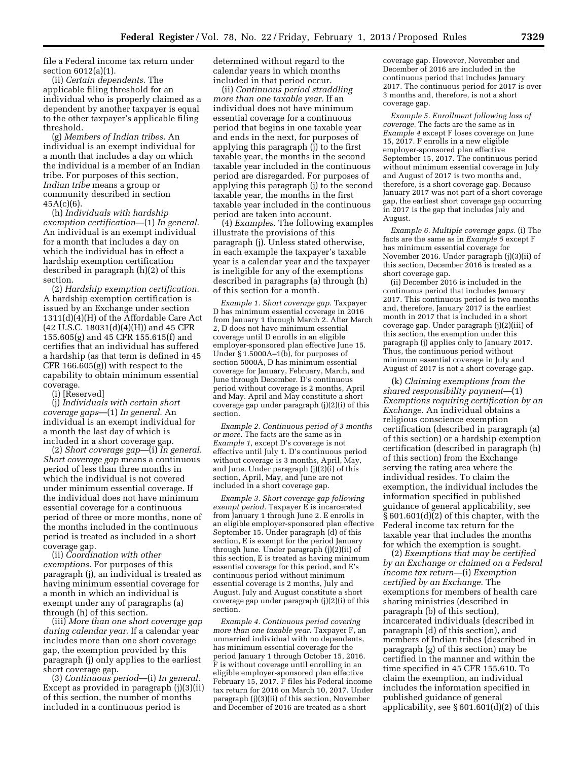file a Federal income tax return under section 6012(a)(1).

(ii) *Certain dependents.* The applicable filing threshold for an individual who is properly claimed as a dependent by another taxpayer is equal to the other taxpayer's applicable filing threshold.

(g) *Members of Indian tribes.* An individual is an exempt individual for a month that includes a day on which the individual is a member of an Indian tribe. For purposes of this section, *Indian tribe* means a group or community described in section 45A(c)(6).

(h) *Individuals with hardship exemption certification*—(1) *In general.* An individual is an exempt individual for a month that includes a day on which the individual has in effect a hardship exemption certification described in paragraph (h)(2) of this section.

(2) *Hardship exemption certification.* A hardship exemption certification is issued by an Exchange under section 1311(d)(4)(H) of the Affordable Care Act (42 U.S.C. 18031(d)(4)(H)) and 45 CFR 155.605(g) and 45 CFR 155.615(f) and certifies that an individual has suffered a hardship (as that term is defined in 45 CFR 166.605(g)) with respect to the capability to obtain minimum essential coverage.

(i) [Reserved]

(j) *Individuals with certain short coverage gaps*—(1) *In general.* An individual is an exempt individual for a month the last day of which is included in a short coverage gap.

(2) *Short coverage gap*—(i) *In general. Short coverage gap* means a continuous period of less than three months in which the individual is not covered under minimum essential coverage. If the individual does not have minimum essential coverage for a continuous period of three or more months, none of the months included in the continuous period is treated as included in a short coverage gap.

(ii) *Coordination with other exemptions.* For purposes of this paragraph (j), an individual is treated as having minimum essential coverage for a month in which an individual is exempt under any of paragraphs (a) through (h) of this section.

(iii) *More than one short coverage gap during calendar year.* If a calendar year includes more than one short coverage gap, the exemption provided by this paragraph (j) only applies to the earliest short coverage gap.

(3) *Continuous period*—(i) *In general.* Except as provided in paragraph (j)(3)(ii) of this section, the number of months included in a continuous period is determined without regard to the calendar years in which months included in that period occur.

(ii) *Continuous period straddling more than one taxable year.* If an individual does not have minimum essential coverage for a continuous period that begins in one taxable year and ends in the next, for purposes of applying this paragraph (j) to the first taxable year, the months in the second taxable year included in the continuous period are disregarded. For purposes of applying this paragraph (j) to the second taxable year, the months in the first taxable year included in the continuous period are taken into account.

(4) *Examples.* The following examples illustrate the provisions of this paragraph (j). Unless stated otherwise, in each example the taxpayer's taxable year is a calendar year and the taxpayer is ineligible for any of the exemptions described in paragraphs (a) through (h) of this section for a month.

*Example 1. Short coverage gap.* Taxpayer D has minimum essential coverage in 2016 from January 1 through March 2. After March 2, D does not have minimum essential coverage until D enrolls in an eligible employer-sponsored plan effective June 15. Under § 1.5000A–1(b), for purposes of section 5000A, D has minimum essential coverage for January, February, March, and June through December. D's continuous period without coverage is 2 months, April and May. April and May constitute a short coverage gap under paragraph (j)(2)(i) of this section.

*Example 2. Continuous period of 3 months or more.* The facts are the same as in *Example 1,* except D's coverage is not effective until July 1. D's continuous period without coverage is 3 months, April, May, and June. Under paragraph (j)(2)(i) of this section, April, May, and June are not included in a short coverage gap.

*Example 3. Short coverage gap following exempt period.* Taxpayer E is incarcerated from January 1 through June 2. E enrolls in an eligible employer-sponsored plan effective September 15. Under paragraph (d) of this section, E is exempt for the period January through June. Under paragraph (j)(2)(ii) of this section, E is treated as having minimum essential coverage for this period, and E's continuous period without minimum essential coverage is 2 months, July and August. July and August constitute a short coverage gap under paragraph (j)(2)(i) of this section.

*Example 4. Continuous period covering more than one taxable year.* Taxpayer F, an unmarried individual with no dependents, has minimum essential coverage for the period January 1 through October 15, 2016. F is without coverage until enrolling in an eligible employer-sponsored plan effective February 15, 2017. F files his Federal income tax return for 2016 on March 10, 2017. Under paragraph (j)(3)(ii) of this section, November and December of 2016 are treated as a short coverage gap. However, November and December of 2016 are included in the continuous period that includes January 2017. The continuous period for 2017 is over 3 months and, therefore, is not a short coverage gap.

*Example 5. Enrollment following loss of coverage.* The facts are the same as in *Example 4* except F loses coverage on June 15, 2017. F enrolls in a new eligible employer-sponsored plan effective September 15, 2017. The continuous period without minimum essential coverage in July and August of 2017 is two months and, therefore, is a short coverage gap. Because January 2017 was not part of a short coverage gap, the earliest short coverage gap occurring in 2017 is the gap that includes July and August.

*Example 6. Multiple coverage gaps.* (i) The facts are the same as in *Example 5* except F has minimum essential coverage for November 2016. Under paragraph (j)(3)(ii) of this section, December 2016 is treated as a short coverage gap.

(ii) December 2016 is included in the continuous period that includes January 2017. This continuous period is two months and, therefore, January 2017 is the earliest month in 2017 that is included in a short coverage gap. Under paragraph (j)(2)(iii) of this section, the exemption under this paragraph (j) applies only to January 2017. Thus, the continuous period without minimum essential coverage in July and August of 2017 is not a short coverage gap.

(k) *Claiming exemptions from the shared responsibility payment*—(1) *Exemptions requiring certification by an Exchange.* An individual obtains a religious conscience exemption certification (described in paragraph (a) of this section) or a hardship exemption certification (described in paragraph (h) of this section) from the Exchange serving the rating area where the individual resides. To claim the exemption, the individual includes the information specified in published guidance of general applicability, see § 601.601(d)(2) of this chapter, with the Federal income tax return for the taxable year that includes the months for which the exemption is sought.

(2) *Exemptions that may be certified by an Exchange or claimed on a Federal income tax return*—(i) *Exemption certified by an Exchange.* The exemptions for members of health care sharing ministries (described in paragraph (b) of this section), incarcerated individuals (described in paragraph (d) of this section), and members of Indian tribes (described in paragraph (g) of this section) may be certified in the manner and within the time specified in 45 CFR 155.610. To claim the exemption, an individual includes the information specified in published guidance of general applicability, see § 601.601(d)(2) of this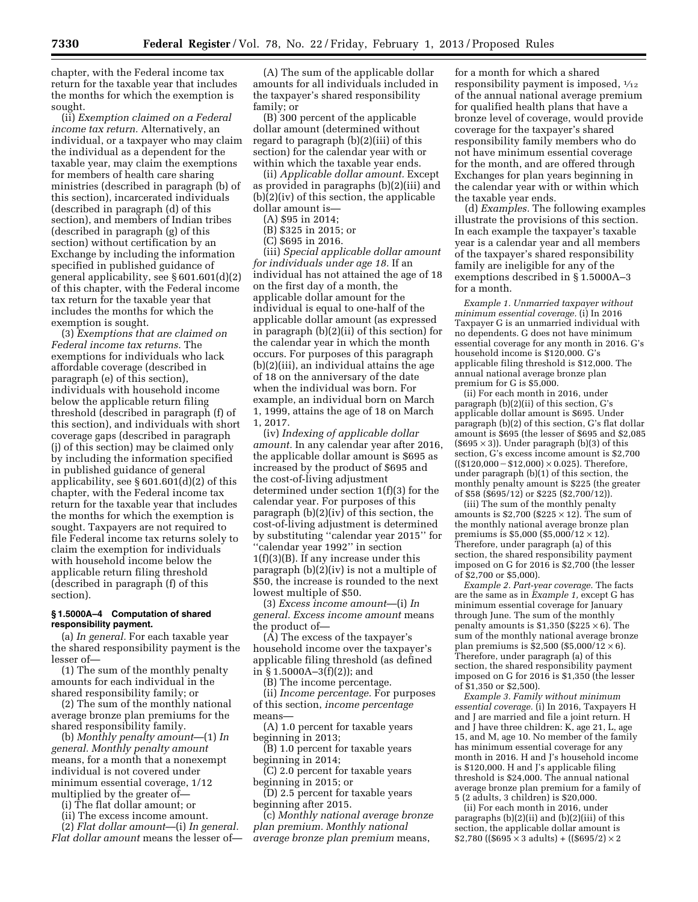chapter, with the Federal income tax return for the taxable year that includes the months for which the exemption is sought.

(ii) *Exemption claimed on a Federal income tax return.* Alternatively, an individual, or a taxpayer who may claim the individual as a dependent for the taxable year, may claim the exemptions for members of health care sharing ministries (described in paragraph (b) of this section), incarcerated individuals (described in paragraph (d) of this section), and members of Indian tribes (described in paragraph (g) of this section) without certification by an Exchange by including the information specified in published guidance of general applicability, see § 601.601(d)(2) of this chapter, with the Federal income tax return for the taxable year that includes the months for which the exemption is sought.

(3) *Exemptions that are claimed on Federal income tax returns.* The exemptions for individuals who lack affordable coverage (described in paragraph (e) of this section), individuals with household income below the applicable return filing threshold (described in paragraph (f) of this section), and individuals with short coverage gaps (described in paragraph (j) of this section) may be claimed only by including the information specified in published guidance of general applicability, see § 601.601(d)(2) of this chapter, with the Federal income tax return for the taxable year that includes the months for which the exemption is sought. Taxpayers are not required to file Federal income tax returns solely to claim the exemption for individuals with household income below the applicable return filing threshold (described in paragraph (f) of this section).

**§ 1.5000A–4 Computation of shared responsibility payment.**

(a) *In general.* For each taxable year the shared responsibility payment is the lesser of—

(1) The sum of the monthly penalty amounts for each individual in the shared responsibility family; or

(2) The sum of the monthly national average bronze plan premiums for the shared responsibility family.

(b) *Monthly penalty amount*—(1) *In general. Monthly penalty amount* means, for a month that a nonexempt individual is not covered under minimum essential coverage, 1/12 multiplied by the greater of—

(i) The flat dollar amount; or

(ii) The excess income amount.

(2) *Flat dollar amount*—(i) *In general. Flat dollar amount* means the lesser of—

(A) The sum of the applicable dollar amounts for all individuals included in the taxpayer's shared responsibility family; or

(B) 300 percent of the applicable dollar amount (determined without regard to paragraph (b)(2)(iii) of this section) for the calendar year with or within which the taxable year ends.

(ii) *Applicable dollar amount.* Except as provided in paragraphs (b)(2)(iii) and (b)(2)(iv) of this section, the applicable dollar amount is—

(A) $95 in 2014;

(B) $325 in 2015; or

(C) $695 in 2016.

(iii) *Special applicable dollar amount for individuals under age 18.* If an individual has not attained the age of 18 on the first day of a month, the applicable dollar amount for the individual is equal to one-half of the applicable dollar amount (as expressed in paragraph (b)(2)(ii) of this section) for the calendar year in which the month occurs. For purposes of this paragraph (b)(2)(iii), an individual attains the age of 18 on the anniversary of the date when the individual was born. For example, an individual born on March 1, 1999, attains the age of 18 on March 1, 2017.

(iv) *Indexing of applicable dollar amount.* In any calendar year after 2016, the applicable dollar amount is $695 as increased by the product of $695 and the cost-of-living adjustment determined under section 1(f)(3) for the calendar year. For purposes of this paragraph (b)(2)(iv) of this section, the cost-of-living adjustment is determined by substituting ''calendar year 2015'' for ''calendar year 1992'' in section 1(f)(3)(B). If any increase under this paragraph (b)(2)(iv) is not a multiple of $50, the increase is rounded to the next lowest multiple of $50.

(3) *Excess income amount*—(i) *In general. Excess income amount* means the product of—

(A) The excess of the taxpayer's household income over the taxpayer's applicable filing threshold (as defined in § 1.5000A–3(f)(2)); and

(B) The income percentage.

(ii) *Income percentage.* For purposes of this section, *income percentage* means—

(A) 1.0 percent for taxable years beginning in 2013;

(B) 1.0 percent for taxable years beginning in 2014;

(C) 2.0 percent for taxable years beginning in 2015; or

(D) 2.5 percent for taxable years beginning after 2015.

(c) *Monthly national average bronze plan premium. Monthly national average bronze plan premium* means, for a month for which a shared responsibility payment is imposed, 1/12 of the annual national average premium for qualified health plans that have a bronze level of coverage, would provide coverage for the taxpayer's shared responsibility family members who do not have minimum essential coverage for the month, and are offered through Exchanges for plan years beginning in the calendar year with or within which the taxable year ends.

(d) *Examples.* The following examples illustrate the provisions of this section. In each example the taxpayer's taxable year is a calendar year and all members of the taxpayer's shared responsibility family are ineligible for any of the exemptions described in § 1.5000A–3 for a month.

*Example 1. Unmarried taxpayer without minimum essential coverage.* (i) In 2016 Taxpayer G is an unmarried individual with no dependents. G does not have minimum essential coverage for any month in 2016. G's household income is $120,000. G's applicable filing threshold is $12,000. The annual national average bronze plan premium for G is $5,000.

(ii) For each month in 2016, under paragraph (b)(2)(ii) of this section, G's applicable dollar amount is $695. Under paragraph (b)(2) of this section, G's flat dollar amount is $695 (the lesser of $695 and $2,085 ($695 × 3)). Under paragraph (b)(3) of this section, G's excess income amount is $2,700 (($120,000 − $12,000) × 0.025). Therefore, under paragraph (b)(1) of this section, the monthly penalty amount is $225 (the greater of $58 ($695/12) or $225 ($2,700/12)).

(iii) The sum of the monthly penalty amounts is $2,700 ($225 × 12). The sum of the monthly national average bronze plan premiums is $5,000 ($5,000/12 × 12). Therefore, under paragraph (a) of this section, the shared responsibility payment imposed on G for 2016 is $2,700 (the lesser of $2,700 or $5,000).

*Example 2. Part-year coverage.* The facts are the same as in *Example 1,* except G has minimum essential coverage for January through June. The sum of the monthly penalty amounts is $1,350 ($225 × 6). The sum of the monthly national average bronze plan premiums is $2,500 ($5,000/12 × 6). Therefore, under paragraph (a) of this section, the shared responsibility payment imposed on G for 2016 is $1,350 (the lesser of $1,350 or $2,500).

*Example 3. Family without minimum essential coverage.* (i) In 2016, Taxpayers H and J are married and file a joint return. H and J have three children: K, age 21, L, age 15, and M, age 10. No member of the family has minimum essential coverage for any month in 2016. H and J's household income is $120,000. H and J's applicable filing threshold is $24,000. The annual national average bronze plan premium for a family of 5 (2 adults, 3 children) is $20,000.

(ii) For each month in 2016, under paragraphs (b)(2)(ii) and (b)(2)(iii) of this section, the applicable dollar amount is $2,780 (($695 × 3 adults) + (($695/2) × 2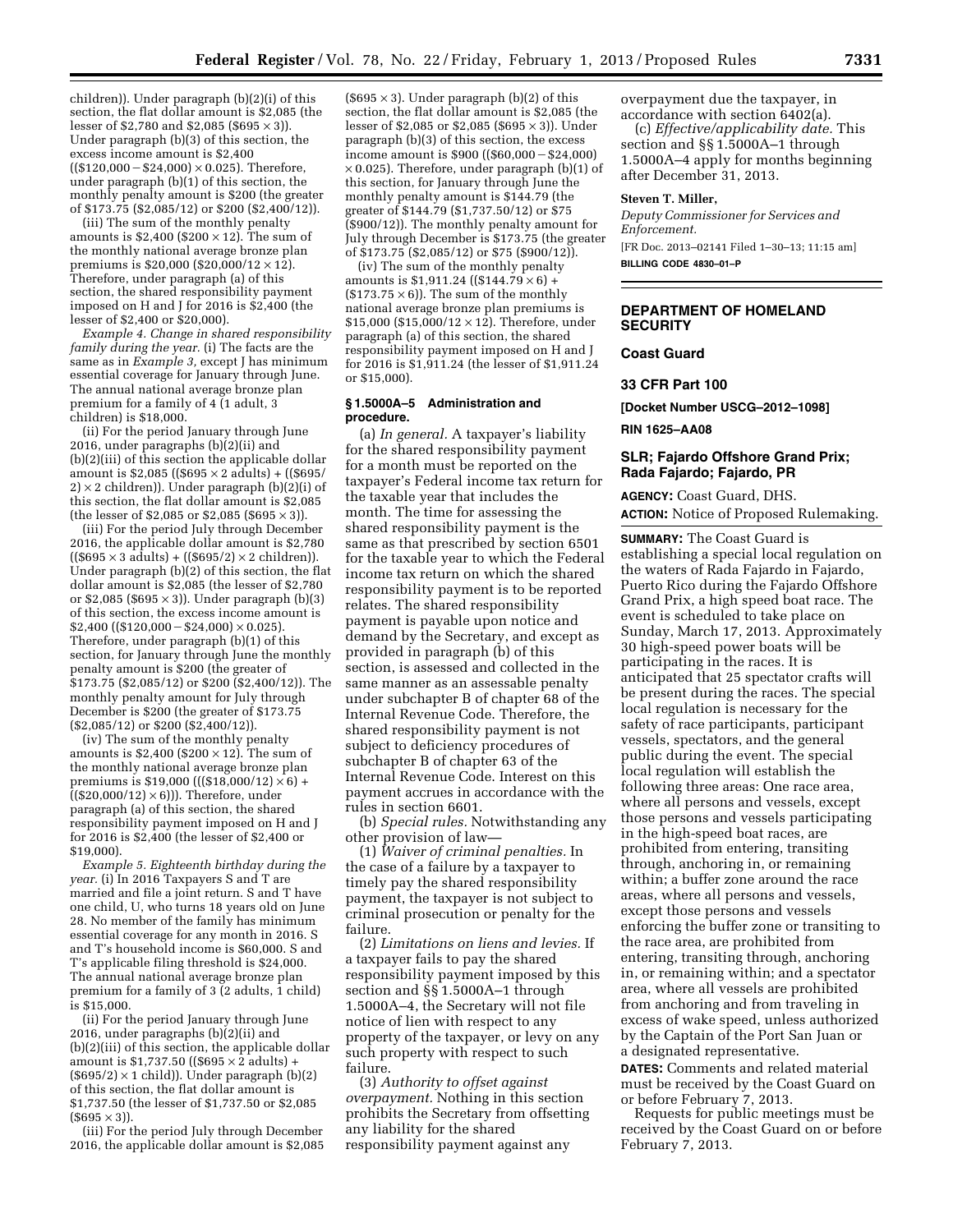children)). Under paragraph (b)(2)(i) of this section, the flat dollar amount is $2,085 (the lesser of $2,780 and $2,085 ($695 × 3)). Under paragraph (b)(3) of this section, the excess income amount is $2,400 (($120,000 − $24,000) × 0.025). Therefore, under paragraph (b)(1) of this section, the monthly penalty amount is $200 (the greater of $173.75 ($2,085/12) or $200 ($2,400/12)).

(iii) The sum of the monthly penalty amounts is $2,400 ($200 × 12). The sum of the monthly national average bronze plan premiums is $20,000 ($20,000/12 × 12). Therefore, under paragraph (a) of this section, the shared responsibility payment imposed on H and J for 2016 is $2,400 (the lesser of $2,400 or $20,000).

*Example 4. Change in shared responsibility family during the year.* (i) The facts are the same as in *Example 3,* except J has minimum essential coverage for January through June. The annual national average bronze plan premium for a family of 4 (1 adult, 3 children) is $18,000.

(ii) For the period January through June 2016, under paragraphs (b)(2)(ii) and (b)(2)(iii) of this section the applicable dollar amount is $2,085 (($695 × 2 adults) + (($695/2) × 2 children)). Under paragraph (b)(2)(i) of this section, the flat dollar amount is $2,085 (the lesser of $2,085 or $2,085 ($695 × 3)).

(iii) For the period July through December 2016, the applicable dollar amount is $2,780 (($695 × 3 adults) + (($695/2) × 2 children)). Under paragraph (b)(2) of this section, the flat dollar amount is $2,085 (the lesser of $2,780 or $2,085 ($695 × 3)). Under paragraph (b)(3) of this section, the excess income amount is $2,400 (($120,000 − $24,000) × 0.025). Therefore, under paragraph (b)(1) of this section, for January through June the monthly penalty amount is $200 (the greater of $173.75 ($2,085/12) or $200 ($2,400/12)). The monthly penalty amount for July through December is $200 (the greater of $173.75 ($2,085/12) or $200 ($2,400/12)).

(iv) The sum of the monthly penalty amounts is $2,400 ($200 × 12). The sum of the monthly national average bronze plan premiums is $19,000 ((($18,000/12) × 6) + (($20,000/12) × 6)). Therefore, under paragraph (a) of this section, the shared responsibility payment imposed on H and J for 2016 is $2,400 (the lesser of $2,400 or $19,000).

*Example 5. Eighteenth birthday during the year.* (i) In 2016 Taxpayers S and T are married and file a joint return. S and T have one child, U, who turns 18 years old on June 28. No member of the family has minimum essential coverage for any month in 2016. S and T's household income is $60,000. S and T's applicable filing threshold is $24,000. The annual national average bronze plan premium for a family of 3 (2 adults, 1 child) is $15,000.

(ii) For the period January through June 2016, under paragraphs (b)(2)(ii) and (b)(2)(iii) of this section, the applicable dollar amount is $1,737.50 (($695 × 2 adults) + ($695/2) × 1 child)). Under paragraph (b)(2) of this section, the flat dollar amount is $1,737.50 (the lesser of $1,737.50 or $2,085 ($695 × 3)).

(iii) For the period July through December 2016, the applicable dollar amount is $2,085 ($695 × 3). Under paragraph (b)(2) of this section, the flat dollar amount is $2,085 (the lesser of $2,085 or $2,085 ($695 × 3)). Under paragraph (b)(3) of this section, the excess income amount is $900 (($60,000 − $24,000) × 0.025). Therefore, under paragraph (b)(1) of this section, for January through June the monthly penalty amount is $144.79 (the greater of $144.79 ($1,737.50/12) or $75 ($900/12)). The monthly penalty amount for July through December is $173.75 (the greater of $173.75 ($2,085/12) or $75 ($900/12)).

(iv) The sum of the monthly penalty amounts is $1,911.24 (($144.79 × 6) + ($173.75 × 6)). The sum of the monthly national average bronze plan premiums is $15,000 ($15,000/12 × 12). Therefore, under paragraph (a) of this section, the shared responsibility payment imposed on H and J for 2016 is $1,911.24 (the lesser of $1,911.24 or $15,000).

### § 1.5000A–5 Administration and procedure.

(a) *In general.* A taxpayer's liability for the shared responsibility payment for a month must be reported on the taxpayer's Federal income tax return for the taxable year that includes the month. The time for assessing the shared responsibility payment is the same as that prescribed by section 6501 for the taxable year to which the Federal income tax return on which the shared responsibility payment is to be reported relates. The shared responsibility payment is payable upon notice and demand by the Secretary, and except as provided in paragraph (b) of this section, is assessed and collected in the same manner as an assessable penalty under subchapter B of chapter 68 of the Internal Revenue Code. Therefore, the shared responsibility payment is not subject to deficiency procedures of subchapter B of chapter 63 of the Internal Revenue Code. Interest on this payment accrues in accordance with the rules in section 6601.

(b) *Special rules.* Notwithstanding any other provision of law—

(1) *Waiver of criminal penalties.* In the case of a failure by a taxpayer to timely pay the shared responsibility payment, the taxpayer is not subject to criminal prosecution or penalty for the failure.

(2) *Limitations on liens and levies.* If a taxpayer fails to pay the shared responsibility payment imposed by this section and §§ 1.5000A–1 through 1.5000A–4, the Secretary will not file notice of lien with respect to any property of the taxpayer, or levy on any such property with respect to such failure.

(3) *Authority to offset against overpayment.* Nothing in this section prohibits the Secretary from offsetting any liability for the shared responsibility payment against any overpayment due the taxpayer, in accordance with section 6402(a).

(c) *Effective/applicability date.* This section and §§ 1.5000A–1 through 1.5000A–4 apply for months beginning after December 31, 2013.

**Steven T. Miller,**

*Deputy Commissioner for Services and Enforcement.*

[FR Doc. 2013–02141 Filed 1–30–13; 11:15 am]

**BILLING CODE 4830–01–P**

---

## DEPARTMENT OF HOMELAND SECURITY

### Coast Guard

### 33 CFR Part 100

**[Docket Number USCG–2012–1098]**

**RIN 1625–AA08**

## SLR; Fajardo Offshore Grand Prix; Rada Fajardo; Fajardo, PR

**AGENCY:** Coast Guard, DHS.

**ACTION:** Notice of Proposed Rulemaking.

**SUMMARY:** The Coast Guard is establishing a special local regulation on the waters of Rada Fajardo in Fajardo, Puerto Rico during the Fajardo Offshore Grand Prix, a high speed boat race. The event is scheduled to take place on Sunday, March 17, 2013. Approximately 30 high-speed power boats will be participating in the races. It is anticipated that 25 spectator crafts will be present during the races. The special local regulation is necessary for the safety of race participants, participant vessels, spectators, and the general public during the event. The special local regulation will establish the following three areas: One race area, where all persons and vessels, except those persons and vessels participating in the high-speed boat races, are prohibited from entering, transiting through, anchoring in, or remaining within; a buffer zone around the race areas, where all persons and vessels, except those persons and vessels enforcing the buffer zone or transiting to the race area, are prohibited from entering, transiting through, anchoring in, or remaining within; and a spectator area, where all vessels are prohibited from anchoring and from traveling in excess of wake speed, unless authorized by the Captain of the Port San Juan or a designated representative.

**DATES:** Comments and related material must be received by the Coast Guard on or before February 7, 2013.

Requests for public meetings must be received by the Coast Guard on or before February 7, 2013.